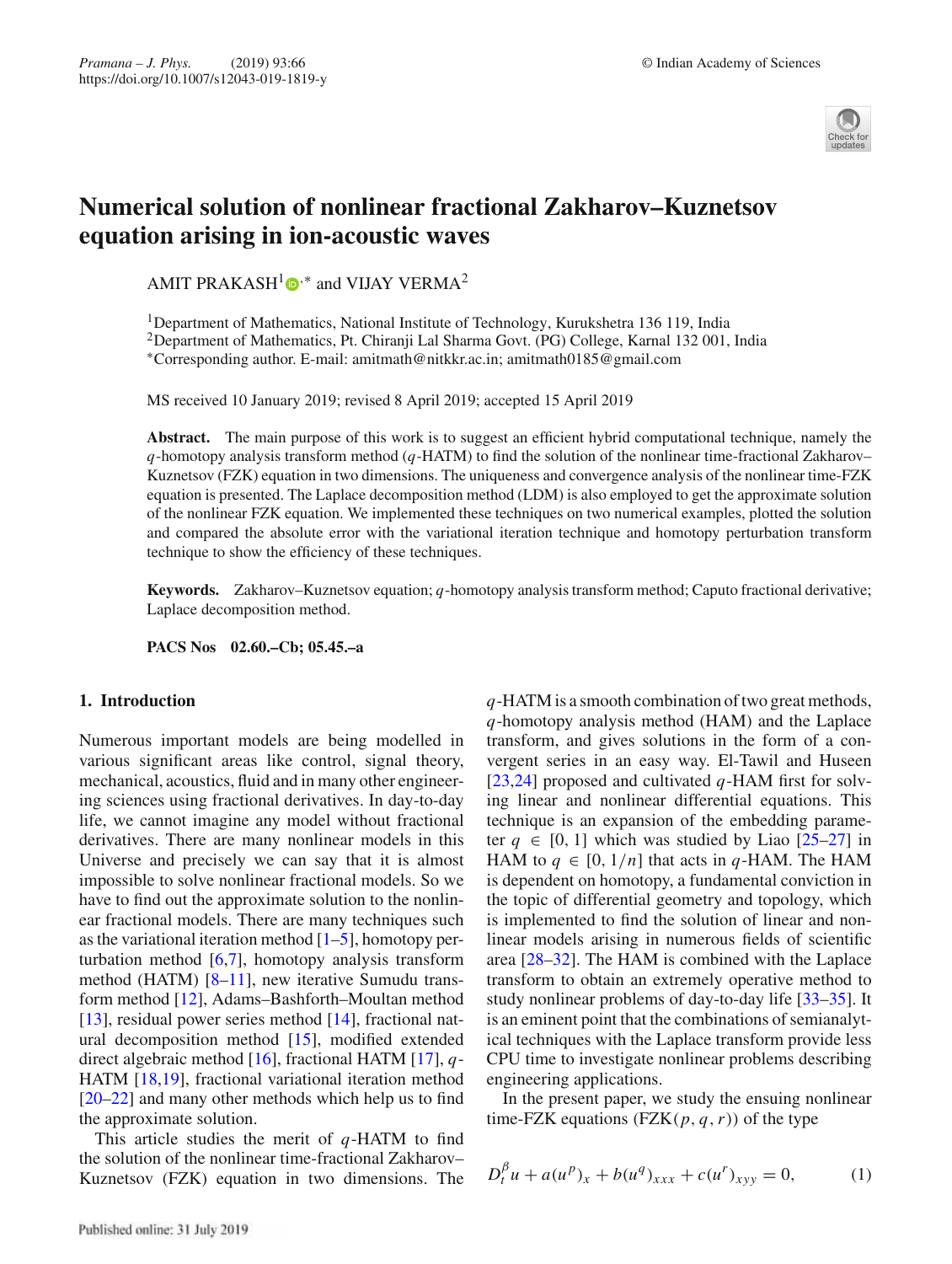# Numerical solution of nonlinear fractional Zakharov–Kuznetsov equation arising in ion-acoustic waves

AMIT PRAKASH[1],* and VIJAY VERMA[2]

[1]Department of Mathematics, National Institute of Technology, Kurukshetra 136 119, India
[2]Department of Mathematics, Pt. Chiranji Lal Sharma Govt. (PG) College, Karnal 132 001, India
*Corresponding author. E-mail: amitmath@nitkkr.ac.in; amitmath0185@gmail.com

MS received 10 January 2019; revised 8 April 2019; accepted 15 April 2019

**Abstract.** The main purpose of this work is to suggest an efficient hybrid computational technique, namely the $q$-homotopy analysis transform method ($q$-HATM) to find the solution of the nonlinear time-fractional Zakharov–Kuznetsov (FZK) equation in two dimensions. The uniqueness and convergence analysis of the nonlinear time-FZK equation is presented. The Laplace decomposition method (LDM) is also employed to get the approximate solution of the nonlinear FZK equation. We implemented these techniques on two numerical examples, plotted the solution and compared the absolute error with the variational iteration technique and homotopy perturbation transform technique to show the efficiency of these techniques.

**Keywords.** Zakharov–Kuznetsov equation; $q$-homotopy analysis transform method; Caputo fractional derivative; Laplace decomposition method.

**PACS Nos** 02.60.–Cb; 05.45.–a

## 1. Introduction

Numerous important models are being modelled in various significant areas like control, signal theory, mechanical, acoustics, fluid and in many other engineering sciences using fractional derivatives. In day-to-day life, we cannot imagine any model without fractional derivatives. There are many nonlinear models in this Universe and precisely we can say that it is almost impossible to solve nonlinear fractional models. So we have to find out the approximate solution to the nonlinear fractional models. There are many techniques such as the variational iteration method [1–5], homotopy perturbation method [6,7], homotopy analysis transform method (HATM) [8–11], new iterative Sumudu transform method [12], Adams–Bashforth–Moultan method [13], residual power series method [14], fractional natural decomposition method [15], modified extended direct algebraic method [16], fractional HATM [17], $q$-HATM [18,19], fractional variational iteration method [20–22] and many other methods which help us to find the approximate solution.

This article studies the merit of $q$-HATM to find the solution of the nonlinear time-fractional Zakharov–Kuznetsov (FZK) equation in two dimensions. The $q$-HATM is a smooth combination of two great methods, $q$-homotopy analysis method (HAM) and the Laplace transform, and gives solutions in the form of a convergent series in an easy way. El-Tawil and Huseen [23,24] proposed and cultivated $q$-HAM first for solving linear and nonlinear differential equations. This technique is an expansion of the embedding parameter $q \in [0, 1]$ which was studied by Liao [25–27] in HAM to $q \in [0, 1/n]$ that acts in $q$-HAM. The HAM is dependent on homotopy, a fundamental conviction in the topic of differential geometry and topology, which is implemented to find the solution of linear and nonlinear models arising in numerous fields of scientific area [28–32]. The HAM is combined with the Laplace transform to obtain an extremely operative method to study nonlinear problems of day-to-day life [33–35]. It is an eminent point that the combinations of semianalytical techniques with the Laplace transform provide less CPU time to investigate nonlinear problems describing engineering applications.

In the present paper, we study the ensuing nonlinear time-FZK equations (FZK($p, q, r$)) of the type

$$D_t^{\beta} u + a(u^p)_x + b(u^q)_{xxx} + c(u^r)_{xyy} = 0, \tag{1}$$

Published online: 31 July 2019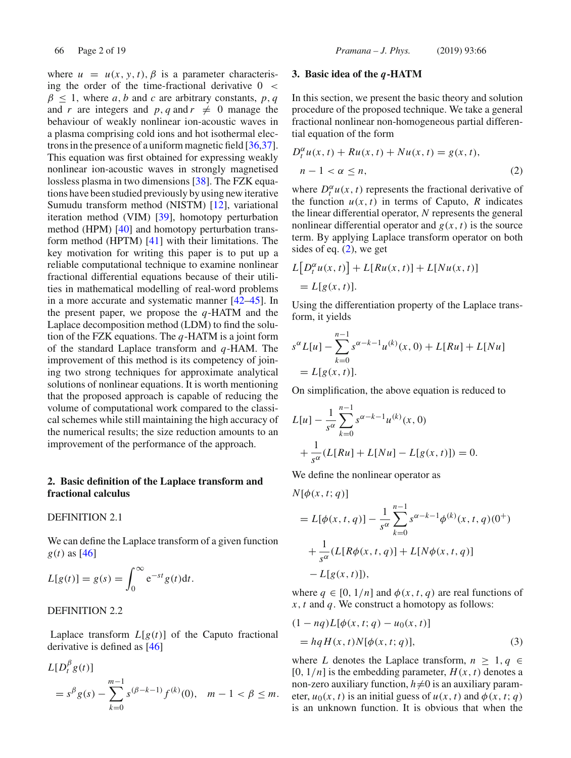where $u = u(x, y, t)$, $\beta$ is a parameter characterising the order of the time-fractional derivative $0 < \beta \leq 1$, where $a$, $b$ and $c$ are arbitrary constants, $p, q$ and $r$ are integers and $p, q$ and $r \neq 0$ manage the behaviour of weakly nonlinear ion-acoustic waves in a plasma comprising cold ions and hot isothermal electrons in the presence of a uniform magnetic field [36,37]. This equation was first obtained for expressing weakly nonlinear ion-acoustic waves in strongly magnetised lossless plasma in two dimensions [38]. The FZK equations have been studied previously by using new iterative Sumudu transform method (NISTM) [12], variational iteration method (VIM) [39], homotopy perturbation method (HPM) [40] and homotopy perturbation transform method (HPTM) [41] with their limitations. The key motivation for writing this paper is to put up a reliable computational technique to examine nonlinear fractional differential equations because of their utilities in mathematical modelling of real-word problems in a more accurate and systematic manner [42–45]. In the present paper, we propose the $q$-HATM and the Laplace decomposition method (LDM) to find the solution of the FZK equations. The $q$-HATM is a joint form of the standard Laplace transform and $q$-HAM. The improvement of this method is its competency of joining two strong techniques for approximate analytical solutions of nonlinear equations. It is worth mentioning that the proposed approach is capable of reducing the volume of computational work compared to the classical schemes while still maintaining the high accuracy of the numerical results; the size reduction amounts to an improvement of the performance of the approach.

## 2. Basic definition of the Laplace transform and fractional calculus

DEFINITION 2.1

We can define the Laplace transform of a given function $g(t)$ as [46]

$$L[g(t)] = g(s) = \int_0^\infty e^{-st} g(t) dt.$$

DEFINITION 2.2

Laplace transform $L[g(t)]$ of the Caputo fractional derivative is defined as [46]

$$L[D_t^\beta g(t)] = s^\beta g(s) - \sum_{k=0}^{m-1} s^{(\beta-k-1)} f^{(k)}(0), \quad m-1 < \beta \leq m.$$

## 3. Basic idea of the $q$-HATM

In this section, we present the basic theory and solution procedure of the proposed technique. We take a general fractional nonlinear non-homogeneous partial differential equation of the form

$$D_t^\alpha u(x,t) + Ru(x,t) + Nu(x,t) = g(x,t), \quad n-1 < \alpha \leq n, \tag{2}$$

where $D_t^\alpha u(x,t)$ represents the fractional derivative of the function $u(x,t)$ in terms of Caputo, $R$ indicates the linear differential operator, $N$ represents the general nonlinear differential operator and $g(x,t)$ is the source term. By applying Laplace transform operator on both sides of eq. (2), we get

$$L\left[D_t^\alpha u(x,t)\right] + L[Ru(x,t)] + L[Nu(x,t)] = L[g(x,t)].$$

Using the differentiation property of the Laplace transform, it yields

$$s^\alpha L[u] - \sum_{k=0}^{n-1} s^{\alpha-k-1} u^{(k)}(x,0) + L[Ru] + L[Nu] = L[g(x,t)].$$

On simplification, the above equation is reduced to

$$L[u] - \frac{1}{s^\alpha} \sum_{k=0}^{n-1} s^{\alpha-k-1} u^{(k)}(x,0) + \frac{1}{s^\alpha}(L[Ru] + L[Nu] - L[g(x,t)]) = 0.$$

We define the nonlinear operator as

$$N[\phi(x,t;q)] = L[\phi(x,t,q)] - \frac{1}{s^\alpha} \sum_{k=0}^{n-1} s^{\alpha-k-1} \phi^{(k)}(x,t,q)(0^+) + \frac{1}{s^\alpha}(L[R\phi(x,t,q)] + L[N\phi(x,t,q)] - L[g(x,t)]),$$

where $q \in [0, 1/n]$ and $\phi(x,t,q)$ are real functions of $x$, $t$ and $q$. We construct a homotopy as follows:

$$(1-nq)L[\phi(x,t;q) - u_0(x,t)] = \hbar q H(x,t) N[\phi(x,t;q)], \tag{3}$$

where $L$ denotes the Laplace transform, $n \geq 1$, $q \in [0, 1/n]$ is the embedding parameter, $H(x,t)$ denotes a non-zero auxiliary function, $\hbar \neq 0$ is an auxiliary parameter, $u_0(x,t)$ is an initial guess of $u(x,t)$ and $\phi(x,t;q)$ is an unknown function. It is obvious that when the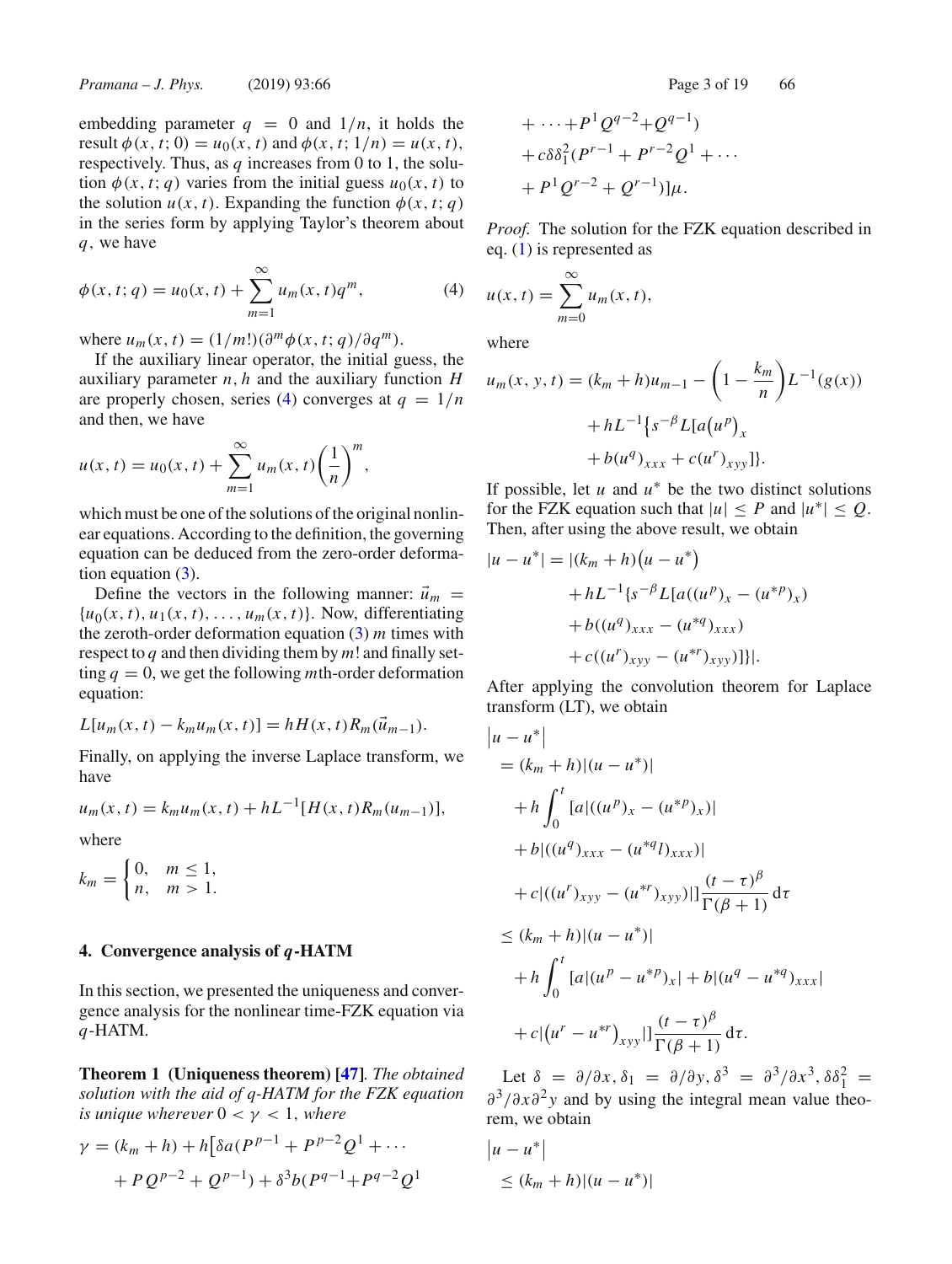embedding parameter $q = 0$ and $1/n$, it holds the result $\phi(x,t;0) = u_0(x,t)$ and $\phi(x,t;1/n) = u(x,t)$, respectively. Thus, as $q$ increases from 0 to 1, the solution $\phi(x,t;q)$ varies from the initial guess $u_0(x,t)$ to the solution $u(x,t)$. Expanding the function $\phi(x,t;q)$ in the series form by applying Taylor's theorem about $q$, we have

$$\phi(x,t;q) = u_0(x,t) + \sum_{m=1}^{\infty} u_m(x,t) q^m, \tag{4}$$

where $u_m(x,t) = (1/m!)(\partial^m \phi(x,t;q)/\partial q^m)$.

If the auxiliary linear operator, the initial guess, the auxiliary parameter $n, h$ and the auxiliary function $H$ are properly chosen, series (4) converges at $q = 1/n$ and then, we have

$$u(x,t) = u_0(x,t) + \sum_{m=1}^{\infty} u_m(x,t) \left(\frac{1}{n}\right)^m,$$

which must be one of the solutions of the original nonlinear equations. According to the definition, the governing equation can be deduced from the zero-order deformation equation (3).

Define the vectors in the following manner: $\vec{u}_m = \{u_0(x,t), u_1(x,t), \ldots, u_m(x,t)\}$. Now, differentiating the zeroth-order deformation equation (3) $m$ times with respect to $q$ and then dividing them by $m!$ and finally setting $q = 0$, we get the following $m$th-order deformation equation:

$$L[u_m(x,t) - k_m u_m(x,t)] = hH(x,t) R_m(\vec{u}_{m-1}).$$

Finally, on applying the inverse Laplace transform, we have

$$u_m(x,t) = k_m u_m(x,t) + hL^{-1}[H(x,t) R_m(u_{m-1})],$$

where

$$k_m = \begin{cases} 0, & m \le 1, \\ n, & m > 1. \end{cases}$$

## 4. Convergence analysis of $q$-HATM

In this section, we presented the uniqueness and convergence analysis for the nonlinear time-FZK equation via $q$-HATM.

**Theorem 1 (Uniqueness theorem) [47].** *The obtained solution with the aid of q-HATM for the FZK equation is unique wherever* $0 < \gamma < 1$, *where*

$$\begin{aligned}\gamma = (k_m + h) + h\big[&\delta a(P^{p-1} + P^{p-2}Q^1 + \cdots \\ &+ PQ^{p-2} + Q^{p-1}) + \delta^3 b(P^{q-1} + P^{q-2}Q^1 \\ &+ \cdots + P^1 Q^{q-2} + Q^{q-1}) \\ &+ c\delta\delta_1^2(P^{r-1} + P^{r-2}Q^1 + \cdots \\ &+ P^1 Q^{r-2} + Q^{r-1})\big]\mu.\end{aligned}$$

*Proof.* The solution for the FZK equation described in eq. (1) is represented as

$$u(x,t) = \sum_{m=0}^{\infty} u_m(x,t),$$

where

$$\begin{aligned}u_m(x,y,t) = {} & (k_m + h)u_{m-1} - \left(1 - \frac{k_m}{n}\right) L^{-1}(g(x)) \\ & + hL^{-1}\big\{s^{-\beta} L[a\big(u^p\big)_x \\ & + b(u^q)_{xxx} + c(u^r)_{xyy}]\big\}.\end{aligned}$$

If possible, let $u$ and $u^*$ be the two distinct solutions for the FZK equation such that $|u| \le P$ and $|u^*| \le Q$. Then, after using the above result, we obtain

$$\begin{aligned}|u - u^*| = {} & |(k_m + h)\big(u - u^*\big) \\ & + hL^{-1}\{s^{-\beta} L[a((u^p)_x - (u^{*p})_x) \\ & + b((u^q)_{xxx} - (u^{*q})_{xxx}) \\ & + c((u^r)_{xyy} - (u^{*r})_{xyy})]\}|.\end{aligned}$$

After applying the convolution theorem for Laplace transform (LT), we obtain

$$\begin{aligned}&\big|u - u^*\big| \\ &= (k_m + h)|(u - u^*)| \\ &\quad + h\int_0^t [a|((u^p)_x - (u^{*p})_x)| \\ &\quad + b|((u^q)_{xxx} - (u^{*q}l)_{xxx})| \\ &\quad + c|((u^r)_{xyy} - (u^{*r})_{xyy})|]\frac{(t-\tau)^\beta}{\Gamma(\beta+1)}\,\mathrm{d}\tau \\ &\le (k_m + h)|(u - u^*)| \\ &\quad + h\int_0^t [a|(u^p - u^{*p})_x| + b|(u^q - u^{*q})_{xxx}| \\ &\quad + c|\big(u^r - u^{*r}\big)_{xyy}|]\frac{(t-\tau)^\beta}{\Gamma(\beta+1)}\,\mathrm{d}\tau.\end{aligned}$$

Let $\delta = \partial/\partial x, \delta_1 = \partial/\partial y, \delta^3 = \partial^3/\partial x^3, \delta\delta_1^2 = \partial^3/\partial x \partial^2 y$ and by using the integral mean value theorem, we obtain

$$\begin{aligned}&\big|u - u^*\big| \\ &\le (k_m + h)|(u - u^*)|\end{aligned}$$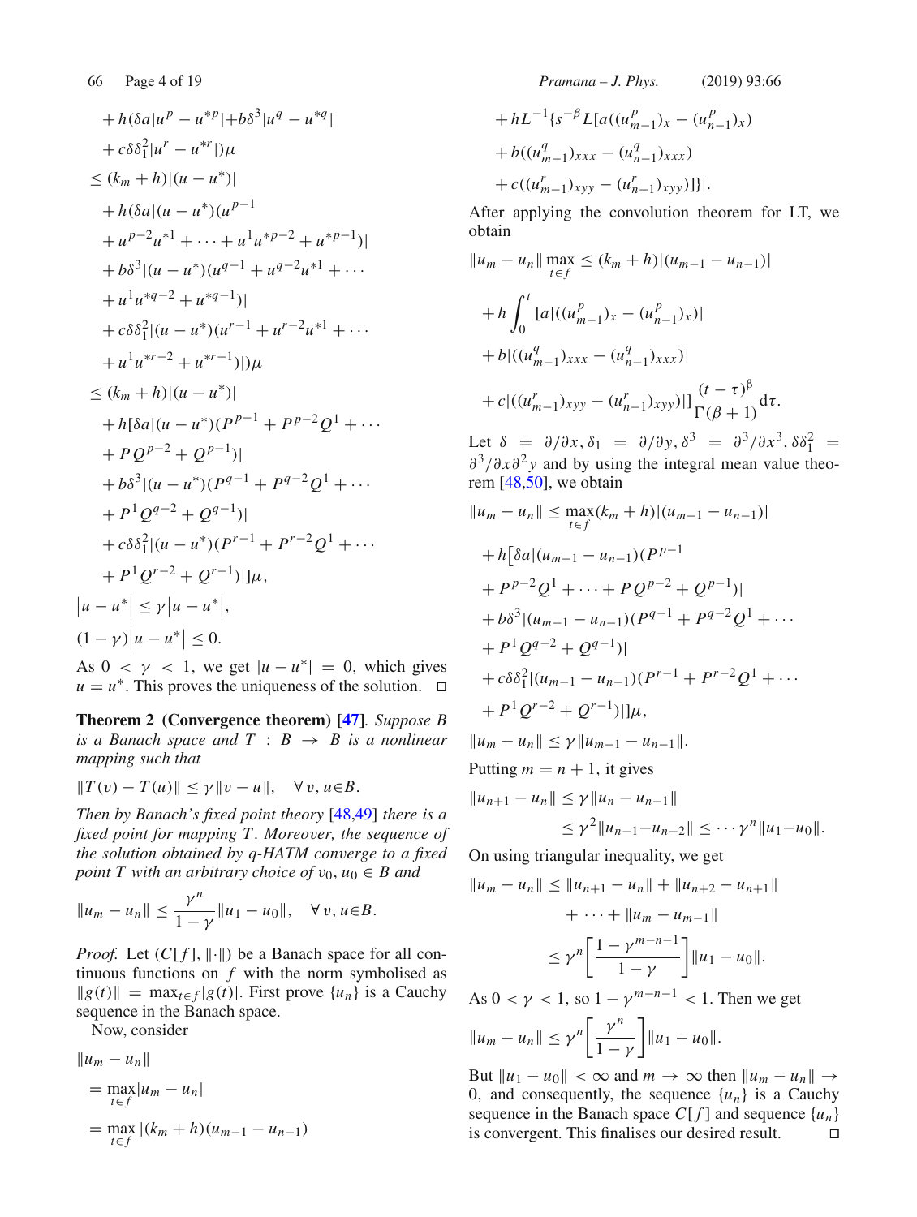$$
\begin{aligned}
&+h(\delta a|u^{p}-u^{*p}|+b\delta^{3}|u^{q}-u^{*q}| \\
&+c\delta\delta_1^{2}|u^{r}-u^{*r}|)\mu \\
&\leq (k_m+h)|(u-u^{*})| \\
&+h(\delta a|(u-u^{*})(u^{p-1} \\
&+u^{p-2}u^{*1}+\cdots+u^{1}u^{*p-2}+u^{*p-1})| \\
&+b\delta^{3}|(u-u^{*})(u^{q-1}+u^{q-2}u^{*1}+\cdots \\
&+u^{1}u^{*q-2}+u^{*q-1})| \\
&+c\delta\delta_1^{2}|(u-u^{*})(u^{r-1}+u^{r-2}u^{*1}+\cdots \\
&+u^{1}u^{*r-2}+u^{*r-1})|)\mu \\
&\leq (k_m+h)|(u-u^{*})| \\
&+h[\delta a|(u-u^{*})(P^{p-1}+P^{p-2}Q^{1}+\cdots \\
&+PQ^{p-2}+Q^{p-1})| \\
&+b\delta^{3}|(u-u^{*})(P^{q-1}+P^{q-2}Q^{1}+\cdots \\
&+P^{1}Q^{q-2}+Q^{q-1})| \\
&+c\delta\delta_1^{2}|(u-u^{*})(P^{r-1}+P^{r-2}Q^{1}+\cdots \\
&+P^{1}Q^{r-2}+Q^{r-1})|]\mu,
\end{aligned}
$$

$$
\left|u-u^{*}\right| \leq \gamma\left|u-u^{*}\right|,
$$

$$
(1-\gamma)\left|u-u^{*}\right| \leq 0.
$$

As $0<\gamma<1$, we get $|u-u^{*}|=0$, which gives $u=u^{*}$. This proves the uniqueness of the solution. □

**Theorem 2 (Convergence theorem) [47].** *Suppose $B$ is a Banach space and $T: B \rightarrow B$ is a nonlinear mapping such that*

$$
\|T(v)-T(u)\| \leq \gamma\|v-u\|, \quad \forall\, v, u \in B.
$$

*Then by Banach's fixed point theory [48,49] there is a fixed point for mapping $T$. Moreover, the sequence of the solution obtained by q-HATM converge to a fixed point $T$ with an arbitrary choice of $v_0, u_0 \in B$ and*

$$
\|u_m-u_n\| \leq \frac{\gamma^{n}}{1-\gamma}\|u_1-u_0\|, \quad \forall\, v, u \in B.
$$

*Proof.* Let $(C[f], \|\cdot\|)$ be a Banach space for all continuous functions on $f$ with the norm symbolised as $\|g(t)\|=\max_{t\in f}|g(t)|$. First prove $\{u_n\}$ is a Cauchy sequence in the Banach space.

Now, consider

$$
\begin{aligned}
&\|u_m-u_n\| \\
&=\max_{t\in f}|u_m-u_n| \\
&=\max_{t\in f}|(k_m+h)(u_{m-1}-u_{n-1}) \\
&+hL^{-1}\{s^{-\beta}L[a((u_{m-1}^{p})_x-(u_{n-1}^{p})_x) \\
&+b((u_{m-1}^{q})_{xxx}-(u_{n-1}^{q})_{xxx}) \\
&+c((u_{m-1}^{r})_{xyy}-(u_{n-1}^{r})_{xyy})]\}|.
\end{aligned}
$$

After applying the convolution theorem for LT, we obtain

$$
\begin{aligned}
\|u_m-u_n\| \max_{t\in f} &\leq (k_m+h)|(u_{m-1}-u_{n-1})| \\
&+h\int_0^{t}[a|((u_{m-1}^{p})_x-(u_{n-1}^{p})_x)| \\
&+b|((u_{m-1}^{q})_{xxx}-(u_{n-1}^{q})_{xxx})| \\
&+c|((u_{m-1}^{r})_{xyy}-(u_{n-1}^{r})_{xyy})|]\frac{(t-\tau)^{\beta}}{\Gamma(\beta+1)}\mathrm{d}\tau.
\end{aligned}
$$

Let $\delta=\partial/\partial x, \delta_1=\partial/\partial y, \delta^{3}=\partial^{3}/\partial x^{3}, \delta\delta_1^{2}=\partial^{3}/\partial x\partial^{2}y$ and by using the integral mean value theorem [48,50], we obtain

$$
\begin{aligned}
\|u_m-u_n\| &\leq \max_{t\in f}(k_m+h)|(u_{m-1}-u_{n-1})| \\
&+h\big[\delta a|(u_{m-1}-u_{n-1})(P^{p-1} \\
&+P^{p-2}Q^{1}+\cdots+PQ^{p-2}+Q^{p-1})| \\
&+b\delta^{3}|(u_{m-1}-u_{n-1})(P^{q-1}+P^{q-2}Q^{1}+\cdots \\
&+P^{1}Q^{q-2}+Q^{q-1})| \\
&+c\delta\delta_1^{2}|(u_{m-1}-u_{n-1})(P^{r-1}+P^{r-2}Q^{1}+\cdots \\
&+P^{1}Q^{r-2}+Q^{r-1})|]\mu,
\end{aligned}
$$

$$
\|u_m-u_n\| \leq \gamma\|u_{m-1}-u_{n-1}\|.
$$

Putting $m=n+1$, it gives

$$
\begin{aligned}
\|u_{n+1}-u_n\| &\leq \gamma\|u_n-u_{n-1}\| \\
&\leq \gamma^{2}\|u_{n-1}-u_{n-2}\| \leq \cdots \gamma^{n}\|u_1-u_0\|.
\end{aligned}
$$

On using triangular inequality, we get

$$
\begin{aligned}
\|u_m-u_n\| &\leq \|u_{n+1}-u_n\|+\|u_{n+2}-u_{n+1}\| \\
&+\cdots+\|u_m-u_{m-1}\| \\
&\leq \gamma^{n}\left[\frac{1-\gamma^{m-n-1}}{1-\gamma}\right]\|u_1-u_0\|.
\end{aligned}
$$

As $0<\gamma<1$, so $1-\gamma^{m-n-1}<1$. Then we get

$$
\|u_m-u_n\| \leq \gamma^{n}\left[\frac{\gamma^{n}}{1-\gamma}\right]\|u_1-u_0\|.
$$

But $\|u_1-u_0\|<\infty$ and $m \rightarrow \infty$ then $\|u_m-u_n\| \rightarrow 0$, and consequently, the sequence $\{u_n\}$ is a Cauchy sequence in the Banach space $C[f]$ and sequence $\{u_n\}$ is convergent. This finalises our desired result. □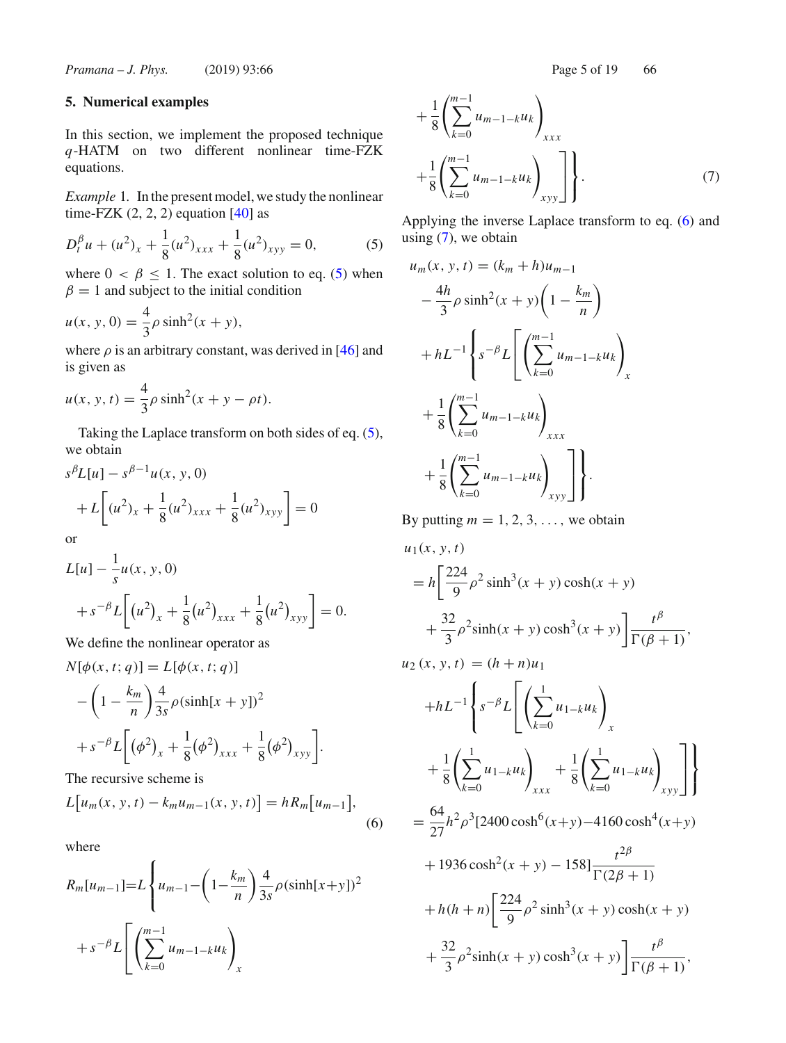## 5. Numerical examples

In this section, we implement the proposed technique $q$-HATM on two different nonlinear time-FZK equations.

*Example* 1. In the present model, we study the nonlinear time-FZK (2, 2, 2) equation [40] as

$$D_t^{\beta} u + (u^2)_x + \frac{1}{8}(u^2)_{xxx} + \frac{1}{8}(u^2)_{xyy} = 0, \tag{5}$$

where $0 < \beta \leq 1$. The exact solution to eq. (5) when $\beta = 1$ and subject to the initial condition

$$u(x, y, 0) = \frac{4}{3}\rho \sinh^2(x + y),$$

where $\rho$ is an arbitrary constant, was derived in [46] and is given as

$$u(x, y, t) = \frac{4}{3}\rho \sinh^2(x + y - \rho t).$$

Taking the Laplace transform on both sides of eq. (5), we obtain

$$s^{\beta} L[u] - s^{\beta-1} u(x, y, 0) + L\left[(u^2)_x + \frac{1}{8}(u^2)_{xxx} + \frac{1}{8}(u^2)_{xyy}\right] = 0$$

or

$$L[u] - \frac{1}{s} u(x, y, 0) + s^{-\beta} L\left[\left(u^2\right)_x + \frac{1}{8}\left(u^2\right)_{xxx} + \frac{1}{8}\left(u^2\right)_{xyy}\right] = 0.$$

We define the nonlinear operator as

$$N[\phi(x, t; q)] = L[\phi(x, t; q)] - \left(1 - \frac{k_m}{n}\right)\frac{4}{3s}\rho(\sinh[x + y])^2 + s^{-\beta} L\left[\left(\phi^2\right)_x + \frac{1}{8}\left(\phi^2\right)_{xxx} + \frac{1}{8}\left(\phi^2\right)_{xyy}\right].$$

The recursive scheme is

$$L\left[u_m(x, y, t) - k_m u_{m-1}(x, y, t)\right] = h R_m\left[u_{m-1}\right], \tag{6}$$

where

$$R_m[u_{m-1}] = L\left\{u_{m-1} - \left(1 - \frac{k_m}{n}\right)\frac{4}{3s}\rho(\sinh[x+y])^2 + s^{-\beta} L\left[\left(\sum_{k=0}^{m-1} u_{m-1-k} u_k\right)_x + \frac{1}{8}\left(\sum_{k=0}^{m-1} u_{m-1-k} u_k\right)_{xxx} + \frac{1}{8}\left(\sum_{k=0}^{m-1} u_{m-1-k} u_k\right)_{xyy}\right]\right\}. \tag{7}$$

Applying the inverse Laplace transform to eq. (6) and using (7), we obtain

$$u_m(x, y, t) = (k_m + h) u_{m-1} - \frac{4h}{3}\rho \sinh^2(x + y)\left(1 - \frac{k_m}{n}\right) + h L^{-1}\left\{s^{-\beta} L\left[\left(\sum_{k=0}^{m-1} u_{m-1-k} u_k\right)_x + \frac{1}{8}\left(\sum_{k=0}^{m-1} u_{m-1-k} u_k\right)_{xxx} + \frac{1}{8}\left(\sum_{k=0}^{m-1} u_{m-1-k} u_k\right)_{xyy}\right]\right\}.$$

By putting $m = 1, 2, 3, \ldots$, we obtain

$$u_1(x, y, t) = h\left[\frac{224}{9}\rho^2 \sinh^3(x + y)\cosh(x + y) + \frac{32}{3}\rho^2 \sinh(x + y)\cosh^3(x + y)\right]\frac{t^{\beta}}{\Gamma(\beta + 1)},$$

$$\begin{aligned}
u_2(x, y, t) &= (h + n) u_1 + h L^{-1}\left\{s^{-\beta} L\left[\left(\sum_{k=0}^{1} u_{1-k} u_k\right)_x + \frac{1}{8}\left(\sum_{k=0}^{1} u_{1-k} u_k\right)_{xxx} + \frac{1}{8}\left(\sum_{k=0}^{1} u_{1-k} u_k\right)_{xyy}\right]\right\} \\
&= \frac{64}{27} h^2 \rho^3 [2400 \cosh^6(x+y) - 4160 \cosh^4(x+y) + 1936 \cosh^2(x + y) - 158]\frac{t^{2\beta}}{\Gamma(2\beta + 1)} \\
&\quad + h(h + n)\left[\frac{224}{9}\rho^2 \sinh^3(x + y)\cosh(x + y) + \frac{32}{3}\rho^2 \sinh(x + y)\cosh^3(x + y)\right]\frac{t^{\beta}}{\Gamma(\beta + 1)},
\end{aligned}$$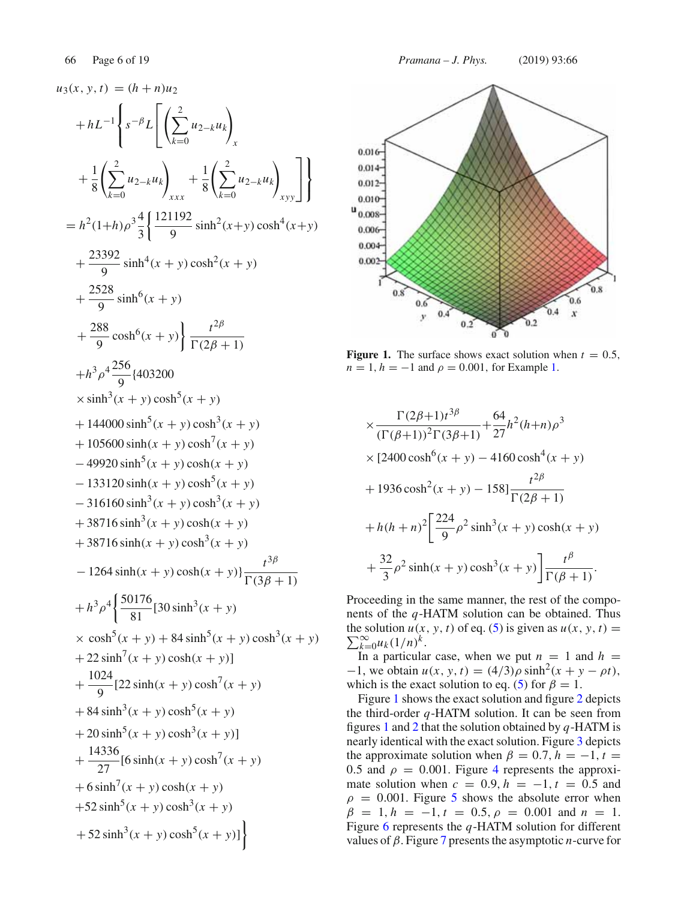$$
\begin{aligned}
u_3(x,y,t) &= (h+n)u_2 \\
&+ hL^{-1}\left\{ s^{-\beta} L\left[ \left( \sum_{k=0}^{2} u_{2-k}u_k \right)_x \right.\right. \\
&\left.\left. + \frac{1}{8}\left( \sum_{k=0}^{2} u_{2-k}u_k \right)_{xxx} + \frac{1}{8}\left( \sum_{k=0}^{2} u_{2-k}u_k \right)_{xyy} \right] \right\} \\
&= h^2(1+h)\rho^3 \frac{4}{3}\left\{ \frac{121192}{9}\sinh^2(x+y)\cosh^4(x+y) \right. \\
&+ \frac{23392}{9}\sinh^4(x+y)\cosh^2(x+y) \\
&+ \frac{2528}{9}\sinh^6(x+y) \\
&\left. + \frac{288}{9}\cosh^6(x+y) \right\} \frac{t^{2\beta}}{\Gamma(2\beta+1)} \\
&+ h^3\rho^4 \frac{256}{9}\{403200 \\
&\times \sinh^3(x+y)\cosh^5(x+y) \\
&+ 144000\sinh^5(x+y)\cosh^3(x+y) \\
&+ 105600\sinh(x+y)\cosh^7(x+y) \\
&- 49920\sinh^5(x+y)\cosh(x+y) \\
&- 133120\sinh(x+y)\cosh^5(x+y) \\
&- 316160\sinh^3(x+y)\cosh^3(x+y) \\
&+ 38716\sinh^3(x+y)\cosh(x+y) \\
&+ 38716\sinh(x+y)\cosh^3(x+y) \\
&- 1264\sinh(x+y)\cosh(x+y)\} \frac{t^{3\beta}}{\Gamma(3\beta+1)} \\
&+ h^3\rho^4 \left\{ \frac{50176}{81}[30\sinh^3(x+y) \right. \\
&\times \cosh^5(x+y) + 84\sinh^5(x+y)\cosh^3(x+y) \\
&+ 22\sinh^7(x+y)\cosh(x+y)] \\
&+ \frac{1024}{9}[22\sinh(x+y)\cosh^7(x+y) \\
&+ 84\sinh^3(x+y)\cosh^5(x+y) \\
&+ 20\sinh^5(x+y)\cosh^3(x+y)] \\
&+ \frac{14336}{27}[6\sinh(x+y)\cosh^7(x+y) \\
&+ 6\sinh^7(x+y)\cosh(x+y) \\
&+ 52\sinh^5(x+y)\cosh^3(x+y) \\
&\left. + 52\sinh^3(x+y)\cosh^5(x+y)] \right\} \\
&\times \frac{\Gamma(2\beta+1)t^{3\beta}}{(\Gamma(\beta+1))^2\Gamma(3\beta+1)} + \frac{64}{27}h^2(h+n)\rho^3 \\
&\times [2400\cosh^6(x+y) - 4160\cosh^4(x+y) \\
&+ 1936\cosh^2(x+y) - 158]\frac{t^{2\beta}}{\Gamma(2\beta+1)} \\
&+ h(h+n)^2\left[ \frac{224}{9}\rho^2\sinh^3(x+y)\cosh(x+y) \right. \\
&\left. + \frac{32}{3}\rho^2\sinh(x+y)\cosh^3(x+y) \right] \frac{t^{\beta}}{\Gamma(\beta+1)}.
\end{aligned}
$$

**Figure 1.** The surface shows exact solution when $t = 0.5$, $n = 1$, $h = -1$ and $\rho = 0.001$, for Example 1.

Proceeding in the same manner, the rest of the components of the $q$-HATM solution can be obtained. Thus the solution $u(x,y,t)$ of eq. (5) is given as $u(x,y,t) = \sum_{k=0}^{\infty} u_k(1/n)^k$.

In a particular case, when we put $n = 1$ and $h = -1$, we obtain $u(x,y,t) = (4/3)\rho\sinh^2(x+y-\rho t)$, which is the exact solution to eq. (5) for $\beta = 1$.

Figure 1 shows the exact solution and figure 2 depicts the third-order $q$-HATM solution. It can be seen from figures 1 and 2 that the solution obtained by $q$-HATM is nearly identical with the exact solution. Figure 3 depicts the approximate solution when $\beta = 0.7$, $h = -1$, $t = 0.5$ and $\rho = 0.001$. Figure 4 represents the approximate solution when $c = 0.9$, $h = -1$, $t = 0.5$ and $\rho = 0.001$. Figure 5 shows the absolute error when $\beta = 1$, $h = -1$, $t = 0.5$, $\rho = 0.001$ and $n = 1$. Figure 6 represents the $q$-HATM solution for different values of $\beta$. Figure 7 presents the asymptotic $n$-curve for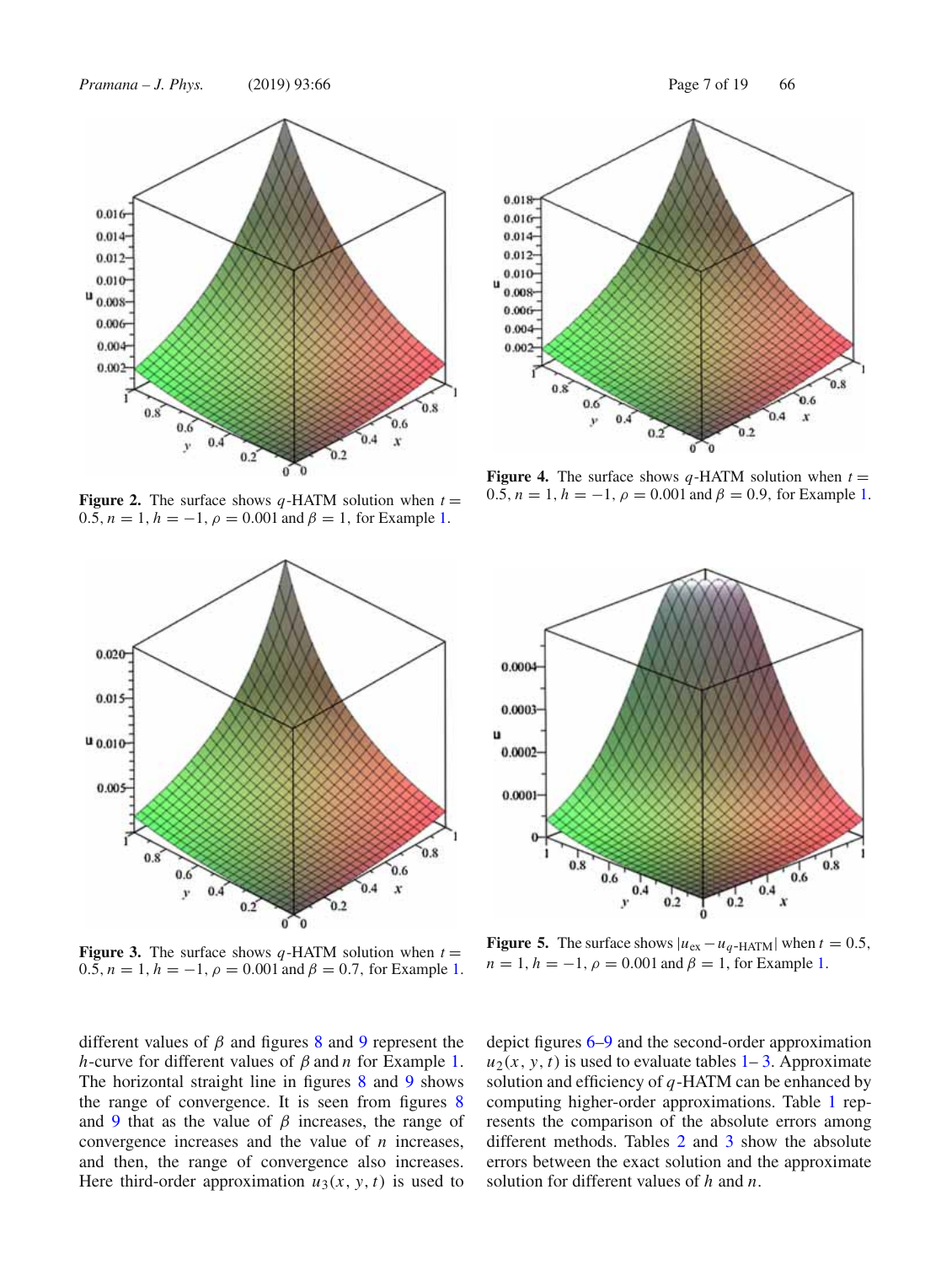**Figure 2.** The surface shows $q$-HATM solution when $t = 0.5$, $n = 1$, $h = -1$, $\rho = 0.001$ and $\beta = 1$, for Example 1.

**Figure 4.** The surface shows $q$-HATM solution when $t = 0.5$, $n = 1$, $h = -1$, $\rho = 0.001$ and $\beta = 0.9$, for Example 1.

**Figure 3.** The surface shows $q$-HATM solution when $t = 0.5$, $n = 1$, $h = -1$, $\rho = 0.001$ and $\beta = 0.7$, for Example 1.

**Figure 5.** The surface shows $|u_{\mathrm{ex}} - u_{q\text{-HATM}}|$ when $t = 0.5$, $n = 1$, $h = -1$, $\rho = 0.001$ and $\beta = 1$, for Example 1.

different values of $\beta$ and figures 8 and 9 represent the $h$-curve for different values of $\beta$ and $n$ for Example 1. The horizontal straight line in figures 8 and 9 shows the range of convergence. It is seen from figures 8 and 9 that as the value of $\beta$ increases, the range of convergence increases and the value of $n$ increases, and then, the range of convergence also increases. Here third-order approximation $u_3(x, y, t)$ is used to depict figures 6–9 and the second-order approximation $u_2(x, y, t)$ is used to evaluate tables 1– 3. Approximate solution and efficiency of $q$-HATM can be enhanced by computing higher-order approximations. Table 1 represents the comparison of the absolute errors among different methods. Tables 2 and 3 show the absolute errors between the exact solution and the approximate solution for different values of $h$ and $n$.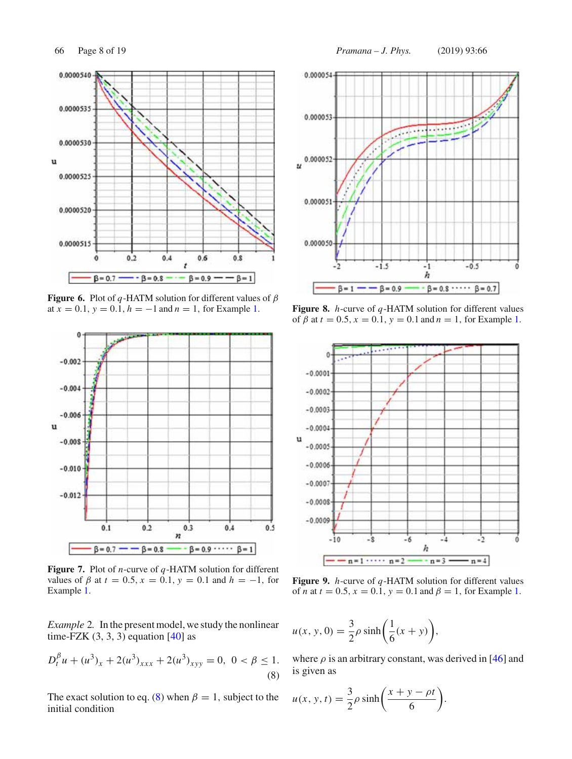**Figure 6.** Plot of $q$-HATM solution for different values of $\beta$ at $x = 0.1$, $y = 0.1$, $h = -1$ and $n = 1$, for Example 1.

**Figure 7.** Plot of $n$-curve of $q$-HATM solution for different values of $\beta$ at $t = 0.5$, $x = 0.1$, $y = 0.1$ and $h = -1$, for Example 1.

**Figure 8.** $h$-curve of $q$-HATM solution for different values of $\beta$ at $t = 0.5$, $x = 0.1$, $y = 0.1$ and $n = 1$, for Example 1.

**Figure 9.** $h$-curve of $q$-HATM solution for different values of $n$ at $t = 0.5$, $x = 0.1$, $y = 0.1$ and $\beta = 1$, for Example 1.

*Example* 2. In the present model, we study the nonlinear time-FZK (3, 3, 3) equation [40] as

$$D_t^{\beta} u + (u^3)_x + 2(u^3)_{xxx} + 2(u^3)_{xyy} = 0, \quad 0 < \beta \leq 1. \tag{8}$$

The exact solution to eq. (8) when $\beta = 1$, subject to the initial condition

$$u(x, y, 0) = \frac{3}{2}\rho \sinh\left(\frac{1}{6}(x + y)\right),$$

where $\rho$ is an arbitrary constant, was derived in [46] and is given as

$$u(x, y, t) = \frac{3}{2}\rho \sinh\left(\frac{x + y - \rho t}{6}\right).$$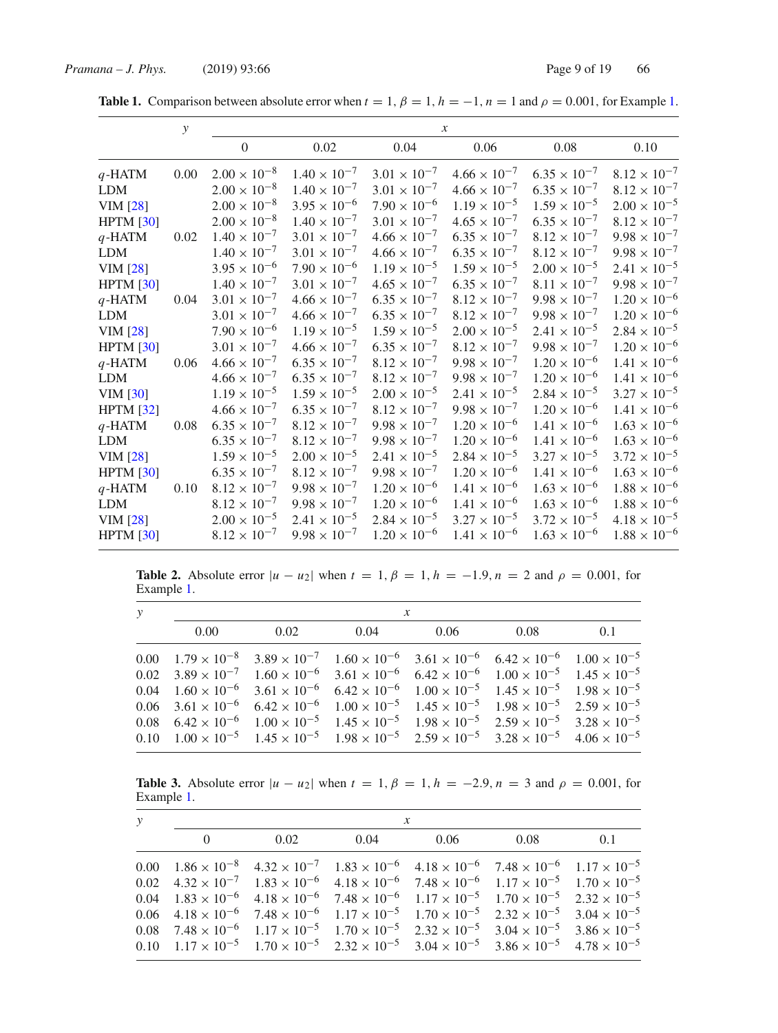**Table 1.** Comparison between absolute error when $t = 1$, $\beta = 1$, $h = -1$, $n = 1$ and $\rho = 0.001$, for Example 1.

| | $y$ | $x$ | | | | | |
|---|---|---|---|---|---|---|---|
| | | 0 | 0.02 | 0.04 | 0.06 | 0.08 | 0.10 |
| $q$-HATM | 0.00 | $2.00 \times 10^{-8}$ | $1.40 \times 10^{-7}$ | $3.01 \times 10^{-7}$ | $4.66 \times 10^{-7}$ | $6.35 \times 10^{-7}$ | $8.12 \times 10^{-7}$ |
| LDM | | $2.00 \times 10^{-8}$ | $1.40 \times 10^{-7}$ | $3.01 \times 10^{-7}$ | $4.66 \times 10^{-7}$ | $6.35 \times 10^{-7}$ | $8.12 \times 10^{-7}$ |
| VIM [28] | | $2.00 \times 10^{-8}$ | $3.95 \times 10^{-6}$ | $7.90 \times 10^{-6}$ | $1.19 \times 10^{-5}$ | $1.59 \times 10^{-5}$ | $2.00 \times 10^{-5}$ |
| HPTM [30] | | $2.00 \times 10^{-8}$ | $1.40 \times 10^{-7}$ | $3.01 \times 10^{-7}$ | $4.65 \times 10^{-7}$ | $6.35 \times 10^{-7}$ | $8.12 \times 10^{-7}$ |
| $q$-HATM | 0.02 | $1.40 \times 10^{-7}$ | $3.01 \times 10^{-7}$ | $4.66 \times 10^{-7}$ | $6.35 \times 10^{-7}$ | $8.12 \times 10^{-7}$ | $9.98 \times 10^{-7}$ |
| LDM | | $1.40 \times 10^{-7}$ | $3.01 \times 10^{-7}$ | $4.66 \times 10^{-7}$ | $6.35 \times 10^{-7}$ | $8.12 \times 10^{-7}$ | $9.98 \times 10^{-7}$ |
| VIM [28] | | $3.95 \times 10^{-6}$ | $7.90 \times 10^{-6}$ | $1.19 \times 10^{-5}$ | $1.59 \times 10^{-5}$ | $2.00 \times 10^{-5}$ | $2.41 \times 10^{-5}$ |
| HPTM [30] | | $1.40 \times 10^{-7}$ | $3.01 \times 10^{-7}$ | $4.65 \times 10^{-7}$ | $6.35 \times 10^{-7}$ | $8.11 \times 10^{-7}$ | $9.98 \times 10^{-7}$ |
| $q$-HATM | 0.04 | $3.01 \times 10^{-7}$ | $4.66 \times 10^{-7}$ | $6.35 \times 10^{-7}$ | $8.12 \times 10^{-7}$ | $9.98 \times 10^{-7}$ | $1.20 \times 10^{-6}$ |
| LDM | | $3.01 \times 10^{-7}$ | $4.66 \times 10^{-7}$ | $6.35 \times 10^{-7}$ | $8.12 \times 10^{-7}$ | $9.98 \times 10^{-7}$ | $1.20 \times 10^{-6}$ |
| VIM [28] | | $7.90 \times 10^{-6}$ | $1.19 \times 10^{-5}$ | $1.59 \times 10^{-5}$ | $2.00 \times 10^{-5}$ | $2.41 \times 10^{-5}$ | $2.84 \times 10^{-5}$ |
| HPTM [30] | | $3.01 \times 10^{-7}$ | $4.66 \times 10^{-7}$ | $6.35 \times 10^{-7}$ | $8.12 \times 10^{-7}$ | $9.98 \times 10^{-7}$ | $1.20 \times 10^{-6}$ |
| $q$-HATM | 0.06 | $4.66 \times 10^{-7}$ | $6.35 \times 10^{-7}$ | $8.12 \times 10^{-7}$ | $9.98 \times 10^{-7}$ | $1.20 \times 10^{-6}$ | $1.41 \times 10^{-6}$ |
| LDM | | $4.66 \times 10^{-7}$ | $6.35 \times 10^{-7}$ | $8.12 \times 10^{-7}$ | $9.98 \times 10^{-7}$ | $1.20 \times 10^{-6}$ | $1.41 \times 10^{-6}$ |
| VIM [30] | | $1.19 \times 10^{-5}$ | $1.59 \times 10^{-5}$ | $2.00 \times 10^{-5}$ | $2.41 \times 10^{-5}$ | $2.84 \times 10^{-5}$ | $3.27 \times 10^{-5}$ |
| HPTM [32] | | $4.66 \times 10^{-7}$ | $6.35 \times 10^{-7}$ | $8.12 \times 10^{-7}$ | $9.98 \times 10^{-7}$ | $1.20 \times 10^{-6}$ | $1.41 \times 10^{-6}$ |
| $q$-HATM | 0.08 | $6.35 \times 10^{-7}$ | $8.12 \times 10^{-7}$ | $9.98 \times 10^{-7}$ | $1.20 \times 10^{-6}$ | $1.41 \times 10^{-6}$ | $1.63 \times 10^{-6}$ |
| LDM | | $6.35 \times 10^{-7}$ | $8.12 \times 10^{-7}$ | $9.98 \times 10^{-7}$ | $1.20 \times 10^{-6}$ | $1.41 \times 10^{-6}$ | $1.63 \times 10^{-6}$ |
| VIM [28] | | $1.59 \times 10^{-5}$ | $2.00 \times 10^{-5}$ | $2.41 \times 10^{-5}$ | $2.84 \times 10^{-5}$ | $3.27 \times 10^{-5}$ | $3.72 \times 10^{-5}$ |
| HPTM [30] | | $6.35 \times 10^{-7}$ | $8.12 \times 10^{-7}$ | $9.98 \times 10^{-7}$ | $1.20 \times 10^{-6}$ | $1.41 \times 10^{-6}$ | $1.63 \times 10^{-6}$ |
| $q$-HATM | 0.10 | $8.12 \times 10^{-7}$ | $9.98 \times 10^{-7}$ | $1.20 \times 10^{-6}$ | $1.41 \times 10^{-6}$ | $1.63 \times 10^{-6}$ | $1.88 \times 10^{-6}$ |
| LDM | | $8.12 \times 10^{-7}$ | $9.98 \times 10^{-7}$ | $1.20 \times 10^{-6}$ | $1.41 \times 10^{-6}$ | $1.63 \times 10^{-6}$ | $1.88 \times 10^{-6}$ |
| VIM [28] | | $2.00 \times 10^{-5}$ | $2.41 \times 10^{-5}$ | $2.84 \times 10^{-5}$ | $3.27 \times 10^{-5}$ | $3.72 \times 10^{-5}$ | $4.18 \times 10^{-5}$ |
| HPTM [30] | | $8.12 \times 10^{-7}$ | $9.98 \times 10^{-7}$ | $1.20 \times 10^{-6}$ | $1.41 \times 10^{-6}$ | $1.63 \times 10^{-6}$ | $1.88 \times 10^{-6}$ |

**Table 2.** Absolute error $|u - u_2|$ when $t = 1$, $\beta = 1$, $h = -1.9$, $n = 2$ and $\rho = 0.001$, for Example 1.

| $y$ | $x$ | | | | | |
|---|---|---|---|---|---|---|
| | 0.00 | 0.02 | 0.04 | 0.06 | 0.08 | 0.1 |
| 0.00 | $1.79 \times 10^{-8}$ | $3.89 \times 10^{-7}$ | $1.60 \times 10^{-6}$ | $3.61 \times 10^{-6}$ | $6.42 \times 10^{-6}$ | $1.00 \times 10^{-5}$ |
| 0.02 | $3.89 \times 10^{-7}$ | $1.60 \times 10^{-6}$ | $3.61 \times 10^{-6}$ | $6.42 \times 10^{-6}$ | $1.00 \times 10^{-5}$ | $1.45 \times 10^{-5}$ |
| 0.04 | $1.60 \times 10^{-6}$ | $3.61 \times 10^{-6}$ | $6.42 \times 10^{-6}$ | $1.00 \times 10^{-5}$ | $1.45 \times 10^{-5}$ | $1.98 \times 10^{-5}$ |
| 0.06 | $3.61 \times 10^{-6}$ | $6.42 \times 10^{-6}$ | $1.00 \times 10^{-5}$ | $1.45 \times 10^{-5}$ | $1.98 \times 10^{-5}$ | $2.59 \times 10^{-5}$ |
| 0.08 | $6.42 \times 10^{-6}$ | $1.00 \times 10^{-5}$ | $1.45 \times 10^{-5}$ | $1.98 \times 10^{-5}$ | $2.59 \times 10^{-5}$ | $3.28 \times 10^{-5}$ |
| 0.10 | $1.00 \times 10^{-5}$ | $1.45 \times 10^{-5}$ | $1.98 \times 10^{-5}$ | $2.59 \times 10^{-5}$ | $3.28 \times 10^{-5}$ | $4.06 \times 10^{-5}$ |

**Table 3.** Absolute error $|u - u_2|$ when $t = 1$, $\beta = 1$, $h = -2.9$, $n = 3$ and $\rho = 0.001$, for Example 1.

| $y$ | $x$ | | | | | |
|---|---|---|---|---|---|---|
| | 0 | 0.02 | 0.04 | 0.06 | 0.08 | 0.1 |
| 0.00 | $1.86 \times 10^{-8}$ | $4.32 \times 10^{-7}$ | $1.83 \times 10^{-6}$ | $4.18 \times 10^{-6}$ | $7.48 \times 10^{-6}$ | $1.17 \times 10^{-5}$ |
| 0.02 | $4.32 \times 10^{-7}$ | $1.83 \times 10^{-6}$ | $4.18 \times 10^{-6}$ | $7.48 \times 10^{-6}$ | $1.17 \times 10^{-5}$ | $1.70 \times 10^{-5}$ |
| 0.04 | $1.83 \times 10^{-6}$ | $4.18 \times 10^{-6}$ | $7.48 \times 10^{-6}$ | $1.17 \times 10^{-5}$ | $1.70 \times 10^{-5}$ | $2.32 \times 10^{-5}$ |
| 0.06 | $4.18 \times 10^{-6}$ | $7.48 \times 10^{-6}$ | $1.17 \times 10^{-5}$ | $1.70 \times 10^{-5}$ | $2.32 \times 10^{-5}$ | $3.04 \times 10^{-5}$ |
| 0.08 | $7.48 \times 10^{-6}$ | $1.17 \times 10^{-5}$ | $1.70 \times 10^{-5}$ | $2.32 \times 10^{-5}$ | $3.04 \times 10^{-5}$ | $3.86 \times 10^{-5}$ |
| 0.10 | $1.17 \times 10^{-5}$ | $1.70 \times 10^{-5}$ | $2.32 \times 10^{-5}$ | $3.04 \times 10^{-5}$ | $3.86 \times 10^{-5}$ | $4.78 \times 10^{-5}$ |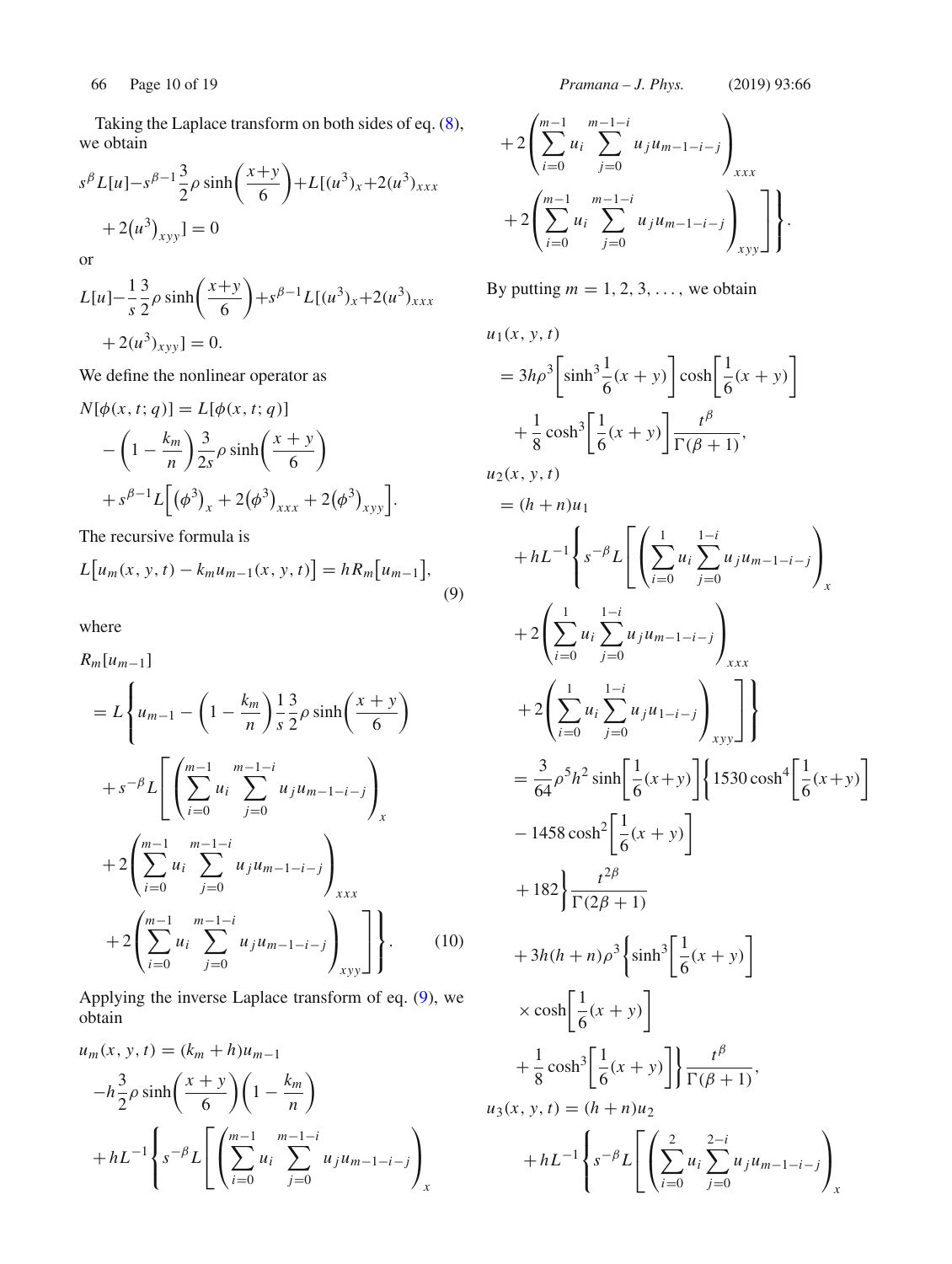Taking the Laplace transform on both sides of eq. (8), we obtain

$$s^{\beta}L[u]-s^{\beta-1}\frac{3}{2}\rho\sinh\left(\frac{x+y}{6}\right)+L[(u^3)_x+2(u^3)_{xxx}+2(u^3)_{xyy}]=0$$

or

$$L[u]-\frac{1}{s}\frac{3}{2}\rho\sinh\left(\frac{x+y}{6}\right)+s^{\beta-1}L[(u^3)_x+2(u^3)_{xxx}+2(u^3)_{xyy}]=0.$$

We define the nonlinear operator as

$$N[\phi(x,t;q)]=L[\phi(x,t;q)]-\left(1-\frac{k_m}{n}\right)\frac{3}{2s}\rho\sinh\left(\frac{x+y}{6}\right)+s^{\beta-1}L\Big[\left(\phi^3\right)_x+2\left(\phi^3\right)_{xxx}+2\left(\phi^3\right)_{xyy}\Big].$$

The recursive formula is

$$L\big[u_m(x,y,t)-k_m u_{m-1}(x,y,t)\big]=hR_m\big[u_{m-1}\big], \tag{9}$$

where

$$R_m[u_{m-1}]=L\Bigg\{u_{m-1}-\left(1-\frac{k_m}{n}\right)\frac{1}{s}\frac{3}{2}\rho\sinh\left(\frac{x+y}{6}\right)+s^{-\beta}L\Bigg[\left(\sum_{i=0}^{m-1}u_i\sum_{j=0}^{m-1-i}u_j u_{m-1-i-j}\right)_x+2\left(\sum_{i=0}^{m-1}u_i\sum_{j=0}^{m-1-i}u_j u_{m-1-i-j}\right)_{xxx}+2\left(\sum_{i=0}^{m-1}u_i\sum_{j=0}^{m-1-i}u_j u_{m-1-i-j}\right)_{xyy}\Bigg]\Bigg\}. \tag{10}$$

Applying the inverse Laplace transform of eq. (9), we obtain

$$u_m(x,y,t)=(k_m+h)u_{m-1}-h\frac{3}{2}\rho\sinh\left(\frac{x+y}{6}\right)\left(1-\frac{k_m}{n}\right)+hL^{-1}\Bigg\{s^{-\beta}L\Bigg[\left(\sum_{i=0}^{m-1}u_i\sum_{j=0}^{m-1-i}u_j u_{m-1-i-j}\right)_x+2\left(\sum_{i=0}^{m-1}u_i\sum_{j=0}^{m-1-i}u_j u_{m-1-i-j}\right)_{xxx}+2\left(\sum_{i=0}^{m-1}u_i\sum_{j=0}^{m-1-i}u_j u_{m-1-i-j}\right)_{xyy}\Bigg]\Bigg\}.$$

By putting $m=1,2,3,\ldots$, we obtain

$$u_1(x,y,t)=3h\rho^3\left[\sinh^3\frac{1}{6}(x+y)\right]\cosh\left[\frac{1}{6}(x+y)\right]+\frac{1}{8}\cosh^3\left[\frac{1}{6}(x+y)\right]\frac{t^{\beta}}{\Gamma(\beta+1)},$$

$$\begin{aligned}u_2(x,y,t)&=(h+n)u_1+hL^{-1}\Bigg\{s^{-\beta}L\Bigg[\left(\sum_{i=0}^{1}u_i\sum_{j=0}^{1-i}u_j u_{m-1-i-j}\right)_x+2\left(\sum_{i=0}^{1}u_i\sum_{j=0}^{1-i}u_j u_{m-1-i-j}\right)_{xxx}+2\left(\sum_{i=0}^{1}u_i\sum_{j=0}^{1-i}u_j u_{1-i-j}\right)_{xyy}\Bigg]\Bigg\}\\&=\frac{3}{64}\rho^5h^2\sinh\left[\frac{1}{6}(x+y)\right]\Bigg\{1530\cosh^4\left[\frac{1}{6}(x+y)\right]-1458\cosh^2\left[\frac{1}{6}(x+y)\right]+182\Bigg\}\frac{t^{2\beta}}{\Gamma(2\beta+1)}\\&\quad+3h(h+n)\rho^3\Bigg\{\sinh^3\left[\frac{1}{6}(x+y)\right]\times\cosh\left[\frac{1}{6}(x+y)\right]+\frac{1}{8}\cosh^3\left[\frac{1}{6}(x+y)\right]\Bigg\}\frac{t^{\beta}}{\Gamma(\beta+1)},\end{aligned}$$

$$u_3(x,y,t)=(h+n)u_2+hL^{-1}\Bigg\{s^{-\beta}L\Bigg[\left(\sum_{i=0}^{2}u_i\sum_{j=0}^{2-i}u_j u_{m-1-i-j}\right)_x$$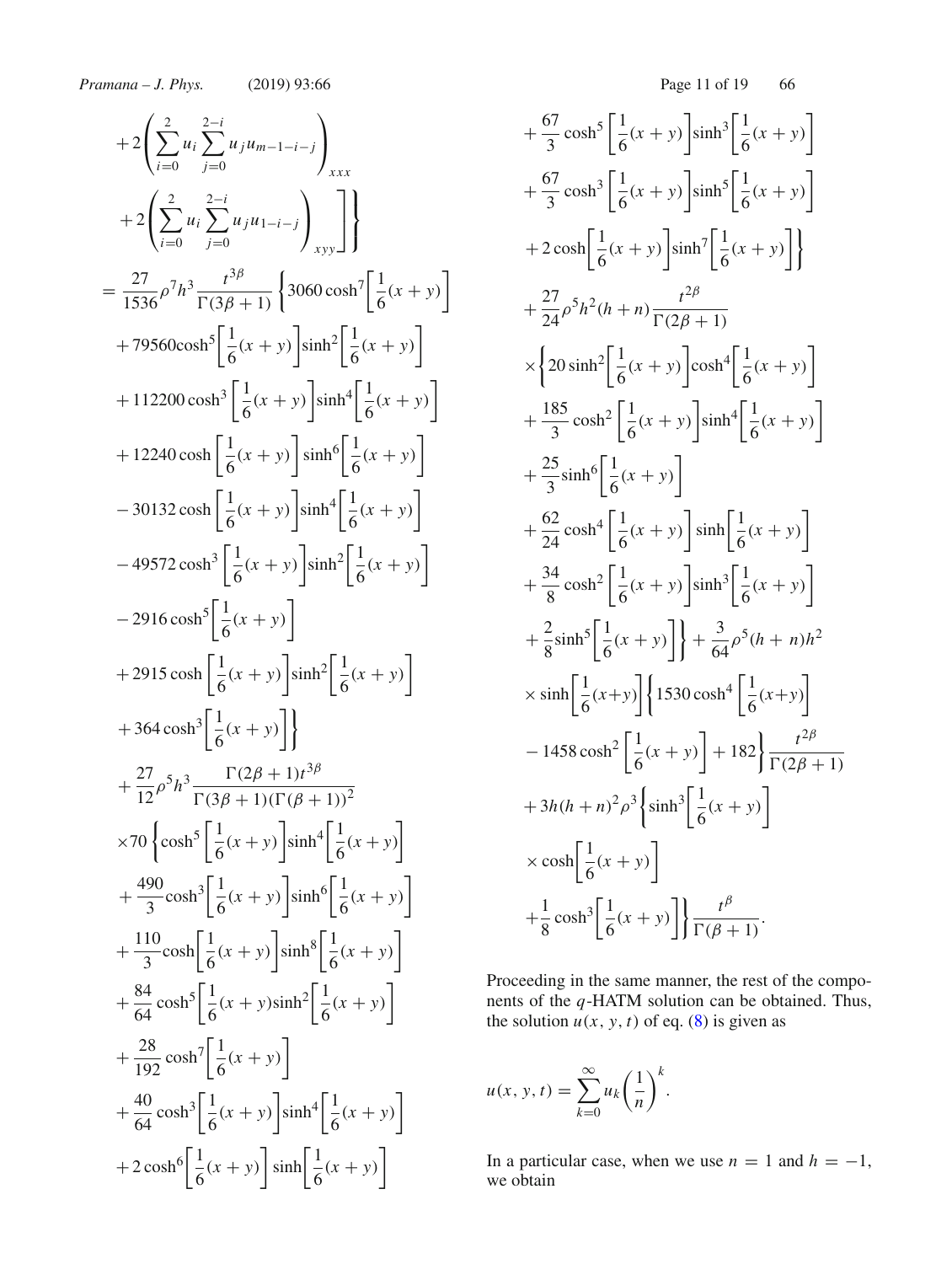$$
+2\left(\sum_{i=0}^{2} u_i \sum_{j=0}^{2-i} u_j u_{m-1-i-j}\right)_{xxx}
+2\left(\sum_{i=0}^{2} u_i \sum_{j=0}^{2-i} u_j u_{1-i-j}\right)_{xyy}\Bigg]\Bigg\}
$$

$$
= \frac{27}{1536}\rho^7 h^3 \frac{t^{3\beta}}{\Gamma(3\beta+1)}\left\{3060\cosh^7\left[\frac{1}{6}(x+y)\right]\right.
+79560\cosh^5\left[\frac{1}{6}(x+y)\right]\sinh^2\left[\frac{1}{6}(x+y)\right]
+112200\cosh^3\left[\frac{1}{6}(x+y)\right]\sinh^4\left[\frac{1}{6}(x+y)\right]
+12240\cosh\left[\frac{1}{6}(x+y)\right]\sinh^6\left[\frac{1}{6}(x+y)\right]
-30132\cosh\left[\frac{1}{6}(x+y)\right]\sinh^4\left[\frac{1}{6}(x+y)\right]
-49572\cosh^3\left[\frac{1}{6}(x+y)\right]\sinh^2\left[\frac{1}{6}(x+y)\right]
-2916\cosh^5\left[\frac{1}{6}(x+y)\right]
+2915\cosh\left[\frac{1}{6}(x+y)\right]\sinh^2\left[\frac{1}{6}(x+y)\right]
\left.+364\cosh^3\left[\frac{1}{6}(x+y)\right]\right\}
$$

$$
+\frac{27}{12}\rho^5 h^3 \frac{\Gamma(2\beta+1)t^{3\beta}}{\Gamma(3\beta+1)(\Gamma(\beta+1))^2}
\times 70\left\{\cosh^5\left[\frac{1}{6}(x+y)\right]\sinh^4\left[\frac{1}{6}(x+y)\right]\right.
+\frac{490}{3}\cosh^3\left[\frac{1}{6}(x+y)\right]\sinh^6\left[\frac{1}{6}(x+y)\right]
+\frac{110}{3}\cosh\left[\frac{1}{6}(x+y)\right]\sinh^8\left[\frac{1}{6}(x+y)\right]
+\frac{84}{64}\cosh^5\left[\frac{1}{6}(x+y)\sinh^2\left[\frac{1}{6}(x+y)\right]\right.
+\frac{28}{192}\cosh^7\left[\frac{1}{6}(x+y)\right]
+\frac{40}{64}\cosh^3\left[\frac{1}{6}(x+y)\right]\sinh^4\left[\frac{1}{6}(x+y)\right]
+2\cosh^6\left[\frac{1}{6}(x+y)\right]\sinh\left[\frac{1}{6}(x+y)\right]
+\frac{67}{3}\cosh^5\left[\frac{1}{6}(x+y)\right]\sinh^3\left[\frac{1}{6}(x+y)\right]
+\frac{67}{3}\cosh^3\left[\frac{1}{6}(x+y)\right]\sinh^5\left[\frac{1}{6}(x+y)\right]
\left.+2\cosh\left[\frac{1}{6}(x+y)\right]\sinh^7\left[\frac{1}{6}(x+y)\right]\right\}
$$

$$
+\frac{27}{24}\rho^5 h^2(h+n)\frac{t^{2\beta}}{\Gamma(2\beta+1)}
\times\left\{20\sinh^2\left[\frac{1}{6}(x+y)\right]\cosh^4\left[\frac{1}{6}(x+y)\right]\right.
+\frac{185}{3}\cosh^2\left[\frac{1}{6}(x+y)\right]\sinh^4\left[\frac{1}{6}(x+y)\right]
+\frac{25}{3}\sinh^6\left[\frac{1}{6}(x+y)\right]
+\frac{62}{24}\cosh^4\left[\frac{1}{6}(x+y)\right]\sinh\left[\frac{1}{6}(x+y)\right]
+\frac{34}{8}\cosh^2\left[\frac{1}{6}(x+y)\right]\sinh^3\left[\frac{1}{6}(x+y)\right]
\left.+\frac{2}{8}\sinh^5\left[\frac{1}{6}(x+y)\right]\right\}+\frac{3}{64}\rho^5(h+n)h^2
$$

$$
\times\sinh\left[\frac{1}{6}(x+y)\right]\left\{1530\cosh^4\left[\frac{1}{6}(x+y)\right]
-1458\cosh^2\left[\frac{1}{6}(x+y)\right]+182\right\}\frac{t^{2\beta}}{\Gamma(2\beta+1)}
+3h(h+n)^2\rho^3\left\{\sinh^3\left[\frac{1}{6}(x+y)\right]
\times\cosh\left[\frac{1}{6}(x+y)\right]
+\frac{1}{8}\cosh^3\left[\frac{1}{6}(x+y)\right]\right\}\frac{t^{\beta}}{\Gamma(\beta+1)}.
$$

Proceeding in the same manner, the rest of the components of the $q$-HATM solution can be obtained. Thus, the solution $u(x, y, t)$ of eq. (8) is given as

$$
u(x, y, t) = \sum_{k=0}^{\infty} u_k \left(\frac{1}{n}\right)^k.
$$

In a particular case, when we use $n = 1$ and $h = -1$, we obtain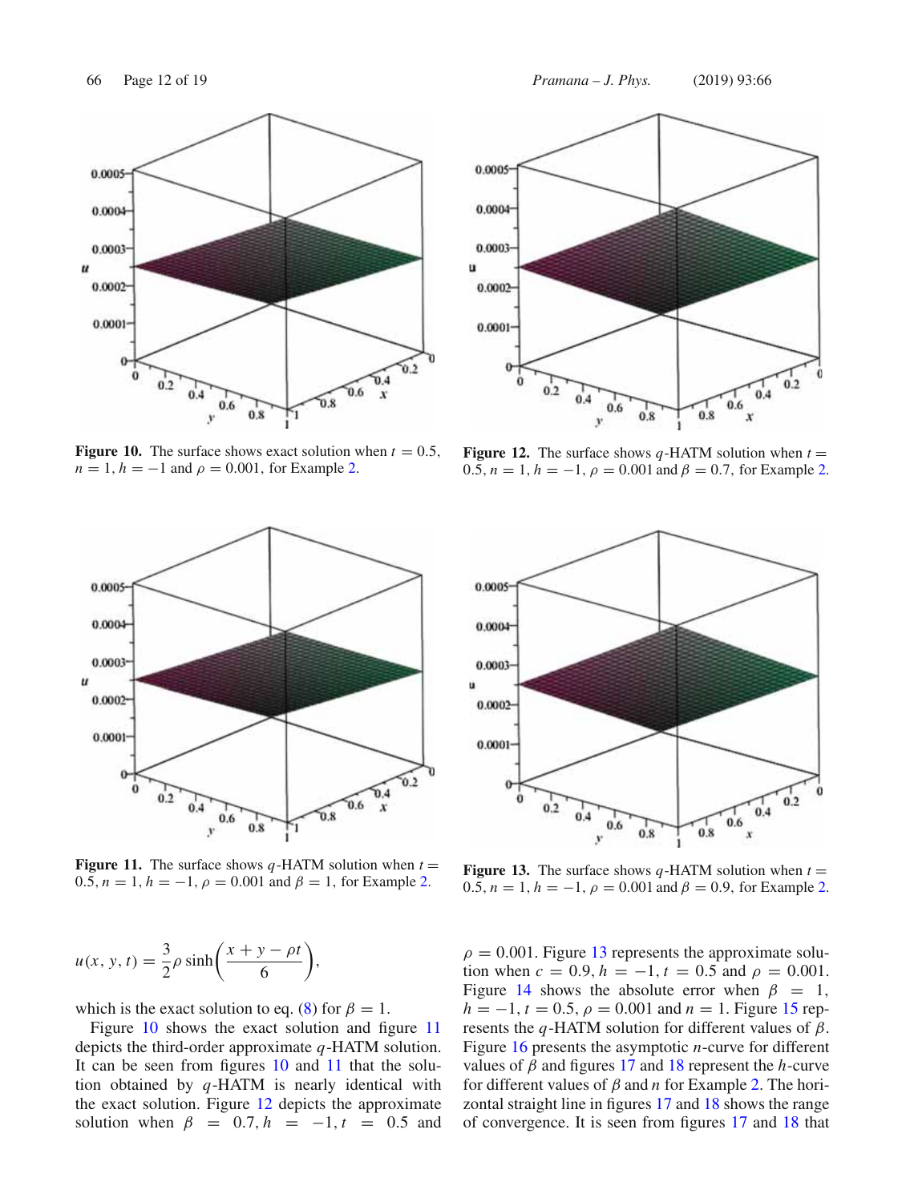Figure 10. The surface shows exact solution when $t = 0.5$, $n = 1$, $h = -1$ and $\rho = 0.001$, for Example 2.

Figure 12. The surface shows $q$-HATM solution when $t = 0.5$, $n = 1$, $h = -1$, $\rho = 0.001$ and $\beta = 0.7$, for Example 2.

Figure 11. The surface shows $q$-HATM solution when $t = 0.5$, $n = 1$, $h = -1$, $\rho = 0.001$ and $\beta = 1$, for Example 2.

Figure 13. The surface shows $q$-HATM solution when $t = 0.5$, $n = 1$, $h = -1$, $\rho = 0.001$ and $\beta = 0.9$, for Example 2.

$$u(x, y, t) = \frac{3}{2}\rho \sinh\left(\frac{x + y - \rho t}{6}\right),$$

which is the exact solution to eq. (8) for $\beta = 1$.

Figure 10 shows the exact solution and figure 11 depicts the third-order approximate $q$-HATM solution. It can be seen from figures 10 and 11 that the solution obtained by $q$-HATM is nearly identical with the exact solution. Figure 12 depicts the approximate solution when $\beta = 0.7, h = -1, t = 0.5$ and $\rho = 0.001$. Figure 13 represents the approximate solution when $c = 0.9$, $h = -1$, $t = 0.5$ and $\rho = 0.001$. Figure 14 shows the absolute error when $\beta = 1$, $h = -1$, $t = 0.5$, $\rho = 0.001$ and $n = 1$. Figure 15 represents the $q$-HATM solution for different values of $\beta$. Figure 16 presents the asymptotic $n$-curve for different values of $\beta$ and figures 17 and 18 represent the $h$-curve for different values of $\beta$ and $n$ for Example 2. The horizontal straight line in figures 17 and 18 shows the range of convergence. It is seen from figures 17 and 18 that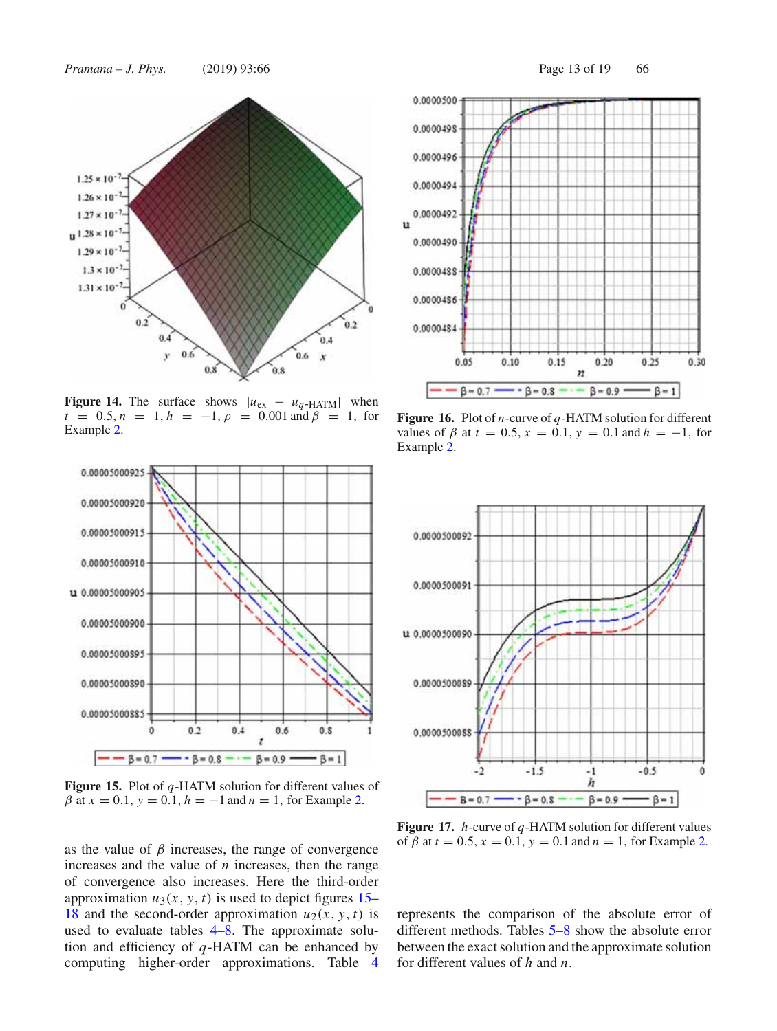**Figure 14.** The surface shows $|u_{\text{ex}} - u_{q\text{-HATM}}|$ when $t = 0.5, n = 1, h = -1, \rho = 0.001$ and $\beta = 1$, for Example 2.

**Figure 15.** Plot of $q$-HATM solution for different values of $\beta$ at $x = 0.1$, $y = 0.1$, $h = -1$ and $n = 1$, for Example 2.

**Figure 16.** Plot of $n$-curve of $q$-HATM solution for different values of $\beta$ at $t = 0.5$, $x = 0.1$, $y = 0.1$ and $h = -1$, for Example 2.

**Figure 17.** $h$-curve of $q$-HATM solution for different values of $\beta$ at $t = 0.5$, $x = 0.1$, $y = 0.1$ and $n = 1$, for Example 2.

as the value of $\beta$ increases, the range of convergence increases and the value of $n$ increases, then the range of convergence also increases. Here the third-order approximation $u_3(x, y, t)$ is used to depict figures 15–18 and the second-order approximation $u_2(x, y, t)$ is used to evaluate tables 4–8. The approximate solution and efficiency of $q$-HATM can be enhanced by computing higher-order approximations. Table 4 represents the comparison of the absolute error of different methods. Tables 5–8 show the absolute error between the exact solution and the approximate solution for different values of $h$ and $n$.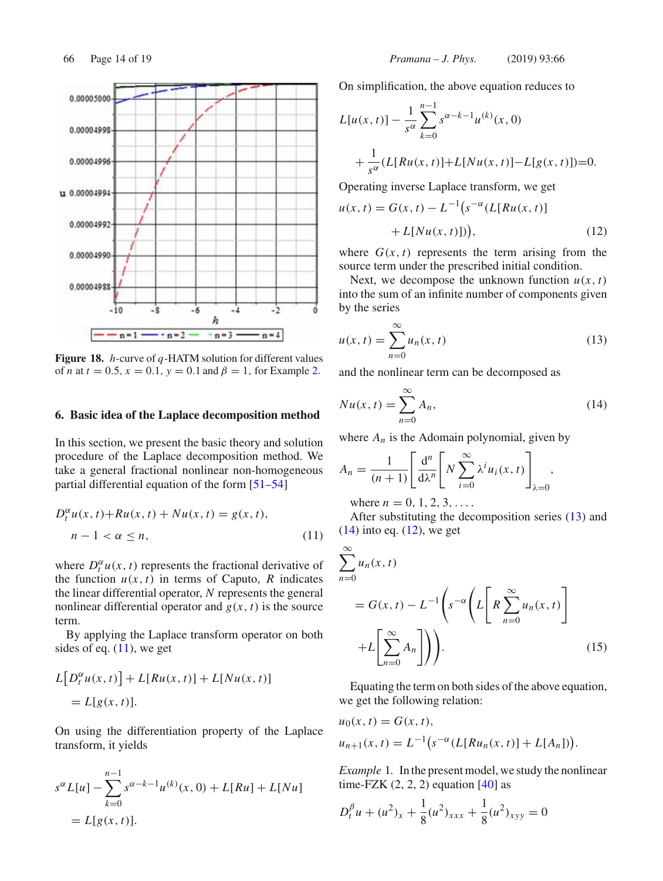Figure 18. $h$-curve of $q$-HATM solution for different values of $n$ at $t = 0.5$, $x = 0.1$, $y = 0.1$ and $\beta = 1$, for Example 2.

## 6. Basic idea of the Laplace decomposition method

In this section, we present the basic theory and solution procedure of the Laplace decomposition method. We take a general fractional nonlinear non-homogeneous partial differential equation of the form [51–54]

$$D_t^{\alpha} u(x,t) + Ru(x,t) + Nu(x,t) = g(x,t),$$
$$n-1 < \alpha \leq n, \tag{11}$$

where $D_t^{\alpha} u(x,t)$ represents the fractional derivative of the function $u(x,t)$ in terms of Caputo, $R$ indicates the linear differential operator, $N$ represents the general nonlinear differential operator and $g(x,t)$ is the source term.

By applying the Laplace transform operator on both sides of eq. (11), we get

$$L\left[D_t^{\alpha} u(x,t)\right] + L[Ru(x,t)] + L[Nu(x,t)] = L[g(x,t)].$$

On using the differentiation property of the Laplace transform, it yields

$$s^{\alpha} L[u] - \sum_{k=0}^{n-1} s^{\alpha-k-1} u^{(k)}(x,0) + L[Ru] + L[Nu] = L[g(x,t)].$$

On simplification, the above equation reduces to

$$L[u(x,t)] - \frac{1}{s^{\alpha}} \sum_{k=0}^{n-1} s^{\alpha-k-1} u^{(k)}(x,0) + \frac{1}{s^{\alpha}} (L[Ru(x,t)] + L[Nu(x,t)] - L[g(x,t)]) = 0.$$

Operating inverse Laplace transform, we get

$$u(x,t) = G(x,t) - L^{-1}\big(s^{-\alpha}(L[Ru(x,t)] + L[Nu(x,t)])\big), \tag{12}$$

where $G(x,t)$ represents the term arising from the source term under the prescribed initial condition.

Next, we decompose the unknown function $u(x,t)$ into the sum of an infinite number of components given by the series

$$u(x,t) = \sum_{n=0}^{\infty} u_n(x,t) \tag{13}$$

and the nonlinear term can be decomposed as

$$Nu(x,t) = \sum_{n=0}^{\infty} A_n, \tag{14}$$

where $A_n$ is the Adomain polynomial, given by

$$A_n = \frac{1}{(n+1)} \left[ \frac{\mathrm{d}^n}{\mathrm{d}\lambda^n} \left[ N \sum_{i=0}^{\infty} \lambda^i u_i(x,t) \right] \right]_{\lambda=0},$$

where $n = 0, 1, 2, 3, \ldots$.

After substituting the decomposition series (13) and (14) into eq. (12), we get

$$\sum_{n=0}^{\infty} u_n(x,t) = G(x,t) - L^{-1}\left( s^{-\alpha}\left( L\left[ R \sum_{n=0}^{\infty} u_n(x,t) \right] + L\left[ \sum_{n=0}^{\infty} A_n \right] \right) \right). \tag{15}$$

Equating the term on both sides of the above equation, we get the following relation:

$$u_0(x,t) = G(x,t),$$
$$u_{n+1}(x,t) = L^{-1}\big(s^{-\alpha}(L[Ru_n(x,t)] + L[A_n])\big).$$

*Example* 1. In the present model, we study the nonlinear time-FZK (2, 2, 2) equation [40] as

$$D_t^{\beta} u + (u^2)_x + \frac{1}{8}(u^2)_{xxx} + \frac{1}{8}(u^2)_{xyy} = 0$$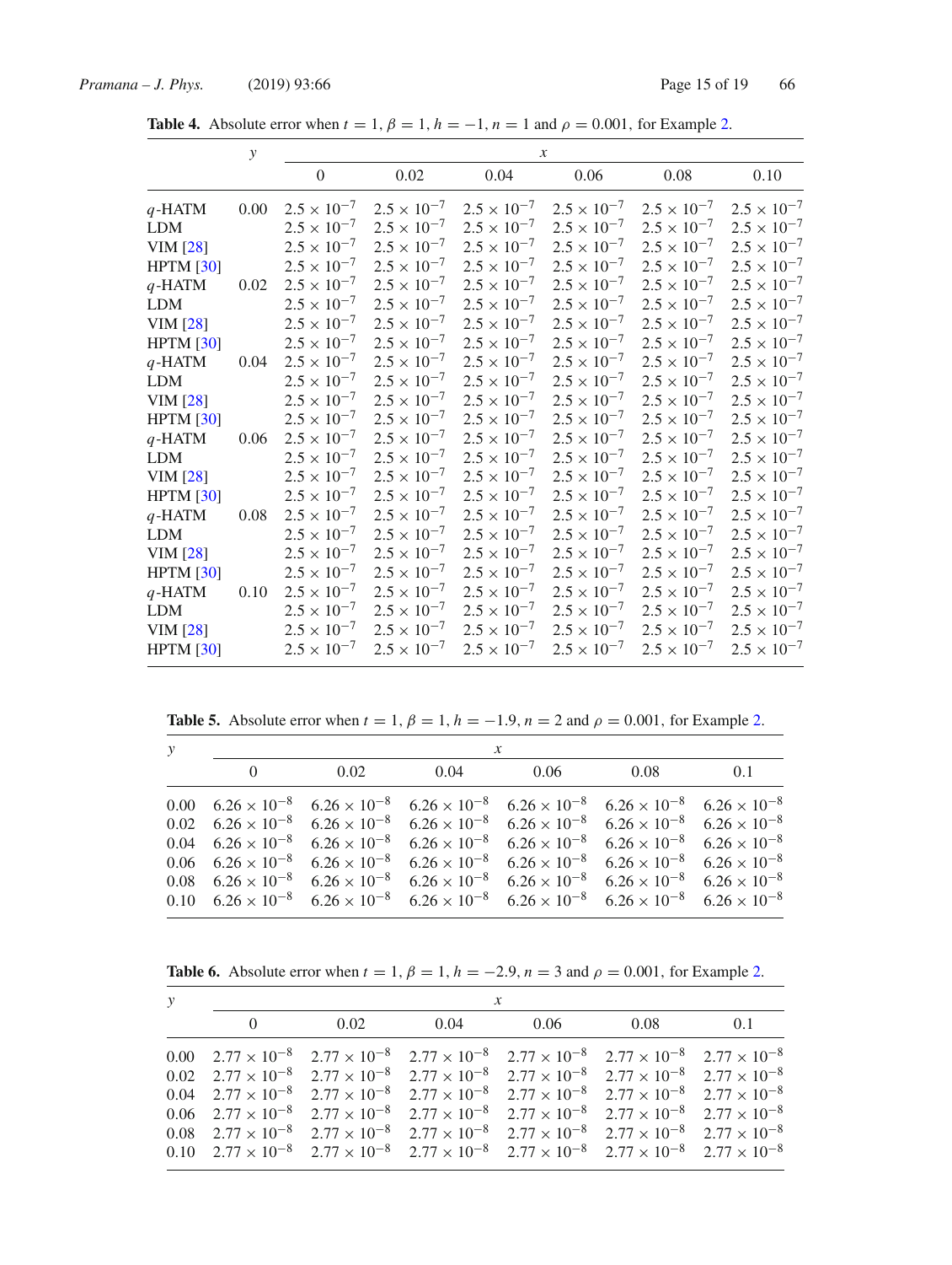**Table 4.** Absolute error when $t = 1$, $\beta = 1$, $h = -1$, $n = 1$ and $\rho = 0.001$, for Example 2.

| | $y$ | $x$ | | | | | |
|---|---|---|---|---|---|---|---|
| | | 0 | 0.02 | 0.04 | 0.06 | 0.08 | 0.10 |
| $q$-HATM | 0.00 | $2.5 \times 10^{-7}$ | $2.5 \times 10^{-7}$ | $2.5 \times 10^{-7}$ | $2.5 \times 10^{-7}$ | $2.5 \times 10^{-7}$ | $2.5 \times 10^{-7}$ |
| LDM | | $2.5 \times 10^{-7}$ | $2.5 \times 10^{-7}$ | $2.5 \times 10^{-7}$ | $2.5 \times 10^{-7}$ | $2.5 \times 10^{-7}$ | $2.5 \times 10^{-7}$ |
| VIM [28] | | $2.5 \times 10^{-7}$ | $2.5 \times 10^{-7}$ | $2.5 \times 10^{-7}$ | $2.5 \times 10^{-7}$ | $2.5 \times 10^{-7}$ | $2.5 \times 10^{-7}$ |
| HPTM [30] | | $2.5 \times 10^{-7}$ | $2.5 \times 10^{-7}$ | $2.5 \times 10^{-7}$ | $2.5 \times 10^{-7}$ | $2.5 \times 10^{-7}$ | $2.5 \times 10^{-7}$ |
| $q$-HATM | 0.02 | $2.5 \times 10^{-7}$ | $2.5 \times 10^{-7}$ | $2.5 \times 10^{-7}$ | $2.5 \times 10^{-7}$ | $2.5 \times 10^{-7}$ | $2.5 \times 10^{-7}$ |
| LDM | | $2.5 \times 10^{-7}$ | $2.5 \times 10^{-7}$ | $2.5 \times 10^{-7}$ | $2.5 \times 10^{-7}$ | $2.5 \times 10^{-7}$ | $2.5 \times 10^{-7}$ |
| VIM [28] | | $2.5 \times 10^{-7}$ | $2.5 \times 10^{-7}$ | $2.5 \times 10^{-7}$ | $2.5 \times 10^{-7}$ | $2.5 \times 10^{-7}$ | $2.5 \times 10^{-7}$ |
| HPTM [30] | | $2.5 \times 10^{-7}$ | $2.5 \times 10^{-7}$ | $2.5 \times 10^{-7}$ | $2.5 \times 10^{-7}$ | $2.5 \times 10^{-7}$ | $2.5 \times 10^{-7}$ |
| $q$-HATM | 0.04 | $2.5 \times 10^{-7}$ | $2.5 \times 10^{-7}$ | $2.5 \times 10^{-7}$ | $2.5 \times 10^{-7}$ | $2.5 \times 10^{-7}$ | $2.5 \times 10^{-7}$ |
| LDM | | $2.5 \times 10^{-7}$ | $2.5 \times 10^{-7}$ | $2.5 \times 10^{-7}$ | $2.5 \times 10^{-7}$ | $2.5 \times 10^{-7}$ | $2.5 \times 10^{-7}$ |
| VIM [28] | | $2.5 \times 10^{-7}$ | $2.5 \times 10^{-7}$ | $2.5 \times 10^{-7}$ | $2.5 \times 10^{-7}$ | $2.5 \times 10^{-7}$ | $2.5 \times 10^{-7}$ |
| HPTM [30] | | $2.5 \times 10^{-7}$ | $2.5 \times 10^{-7}$ | $2.5 \times 10^{-7}$ | $2.5 \times 10^{-7}$ | $2.5 \times 10^{-7}$ | $2.5 \times 10^{-7}$ |
| $q$-HATM | 0.06 | $2.5 \times 10^{-7}$ | $2.5 \times 10^{-7}$ | $2.5 \times 10^{-7}$ | $2.5 \times 10^{-7}$ | $2.5 \times 10^{-7}$ | $2.5 \times 10^{-7}$ |
| LDM | | $2.5 \times 10^{-7}$ | $2.5 \times 10^{-7}$ | $2.5 \times 10^{-7}$ | $2.5 \times 10^{-7}$ | $2.5 \times 10^{-7}$ | $2.5 \times 10^{-7}$ |
| VIM [28] | | $2.5 \times 10^{-7}$ | $2.5 \times 10^{-7}$ | $2.5 \times 10^{-7}$ | $2.5 \times 10^{-7}$ | $2.5 \times 10^{-7}$ | $2.5 \times 10^{-7}$ |
| HPTM [30] | | $2.5 \times 10^{-7}$ | $2.5 \times 10^{-7}$ | $2.5 \times 10^{-7}$ | $2.5 \times 10^{-7}$ | $2.5 \times 10^{-7}$ | $2.5 \times 10^{-7}$ |
| $q$-HATM | 0.08 | $2.5 \times 10^{-7}$ | $2.5 \times 10^{-7}$ | $2.5 \times 10^{-7}$ | $2.5 \times 10^{-7}$ | $2.5 \times 10^{-7}$ | $2.5 \times 10^{-7}$ |
| LDM | | $2.5 \times 10^{-7}$ | $2.5 \times 10^{-7}$ | $2.5 \times 10^{-7}$ | $2.5 \times 10^{-7}$ | $2.5 \times 10^{-7}$ | $2.5 \times 10^{-7}$ |
| VIM [28] | | $2.5 \times 10^{-7}$ | $2.5 \times 10^{-7}$ | $2.5 \times 10^{-7}$ | $2.5 \times 10^{-7}$ | $2.5 \times 10^{-7}$ | $2.5 \times 10^{-7}$ |
| HPTM [30] | | $2.5 \times 10^{-7}$ | $2.5 \times 10^{-7}$ | $2.5 \times 10^{-7}$ | $2.5 \times 10^{-7}$ | $2.5 \times 10^{-7}$ | $2.5 \times 10^{-7}$ |
| $q$-HATM | 0.10 | $2.5 \times 10^{-7}$ | $2.5 \times 10^{-7}$ | $2.5 \times 10^{-7}$ | $2.5 \times 10^{-7}$ | $2.5 \times 10^{-7}$ | $2.5 \times 10^{-7}$ |
| LDM | | $2.5 \times 10^{-7}$ | $2.5 \times 10^{-7}$ | $2.5 \times 10^{-7}$ | $2.5 \times 10^{-7}$ | $2.5 \times 10^{-7}$ | $2.5 \times 10^{-7}$ |
| VIM [28] | | $2.5 \times 10^{-7}$ | $2.5 \times 10^{-7}$ | $2.5 \times 10^{-7}$ | $2.5 \times 10^{-7}$ | $2.5 \times 10^{-7}$ | $2.5 \times 10^{-7}$ |
| HPTM [30] | | $2.5 \times 10^{-7}$ | $2.5 \times 10^{-7}$ | $2.5 \times 10^{-7}$ | $2.5 \times 10^{-7}$ | $2.5 \times 10^{-7}$ | $2.5 \times 10^{-7}$ |

**Table 5.** Absolute error when $t = 1$, $\beta = 1$, $h = -1.9$, $n = 2$ and $\rho = 0.001$, for Example 2.

| $y$ | $x$ | | | | | |
|---|---|---|---|---|---|---|
| | 0 | 0.02 | 0.04 | 0.06 | 0.08 | 0.1 |
| 0.00 | $6.26 \times 10^{-8}$ | $6.26 \times 10^{-8}$ | $6.26 \times 10^{-8}$ | $6.26 \times 10^{-8}$ | $6.26 \times 10^{-8}$ | $6.26 \times 10^{-8}$ |
| 0.02 | $6.26 \times 10^{-8}$ | $6.26 \times 10^{-8}$ | $6.26 \times 10^{-8}$ | $6.26 \times 10^{-8}$ | $6.26 \times 10^{-8}$ | $6.26 \times 10^{-8}$ |
| 0.04 | $6.26 \times 10^{-8}$ | $6.26 \times 10^{-8}$ | $6.26 \times 10^{-8}$ | $6.26 \times 10^{-8}$ | $6.26 \times 10^{-8}$ | $6.26 \times 10^{-8}$ |
| 0.06 | $6.26 \times 10^{-8}$ | $6.26 \times 10^{-8}$ | $6.26 \times 10^{-8}$ | $6.26 \times 10^{-8}$ | $6.26 \times 10^{-8}$ | $6.26 \times 10^{-8}$ |
| 0.08 | $6.26 \times 10^{-8}$ | $6.26 \times 10^{-8}$ | $6.26 \times 10^{-8}$ | $6.26 \times 10^{-8}$ | $6.26 \times 10^{-8}$ | $6.26 \times 10^{-8}$ |
| 0.10 | $6.26 \times 10^{-8}$ | $6.26 \times 10^{-8}$ | $6.26 \times 10^{-8}$ | $6.26 \times 10^{-8}$ | $6.26 \times 10^{-8}$ | $6.26 \times 10^{-8}$ |

**Table 6.** Absolute error when $t = 1$, $\beta = 1$, $h = -2.9$, $n = 3$ and $\rho = 0.001$, for Example 2.

| $y$ | $x$ | | | | | |
|---|---|---|---|---|---|---|
| | 0 | 0.02 | 0.04 | 0.06 | 0.08 | 0.1 |
| 0.00 | $2.77 \times 10^{-8}$ | $2.77 \times 10^{-8}$ | $2.77 \times 10^{-8}$ | $2.77 \times 10^{-8}$ | $2.77 \times 10^{-8}$ | $2.77 \times 10^{-8}$ |
| 0.02 | $2.77 \times 10^{-8}$ | $2.77 \times 10^{-8}$ | $2.77 \times 10^{-8}$ | $2.77 \times 10^{-8}$ | $2.77 \times 10^{-8}$ | $2.77 \times 10^{-8}$ |
| 0.04 | $2.77 \times 10^{-8}$ | $2.77 \times 10^{-8}$ | $2.77 \times 10^{-8}$ | $2.77 \times 10^{-8}$ | $2.77 \times 10^{-8}$ | $2.77 \times 10^{-8}$ |
| 0.06 | $2.77 \times 10^{-8}$ | $2.77 \times 10^{-8}$ | $2.77 \times 10^{-8}$ | $2.77 \times 10^{-8}$ | $2.77 \times 10^{-8}$ | $2.77 \times 10^{-8}$ |
| 0.08 | $2.77 \times 10^{-8}$ | $2.77 \times 10^{-8}$ | $2.77 \times 10^{-8}$ | $2.77 \times 10^{-8}$ | $2.77 \times 10^{-8}$ | $2.77 \times 10^{-8}$ |
| 0.10 | $2.77 \times 10^{-8}$ | $2.77 \times 10^{-8}$ | $2.77 \times 10^{-8}$ | $2.77 \times 10^{-8}$ | $2.77 \times 10^{-8}$ | $2.77 \times 10^{-8}$ |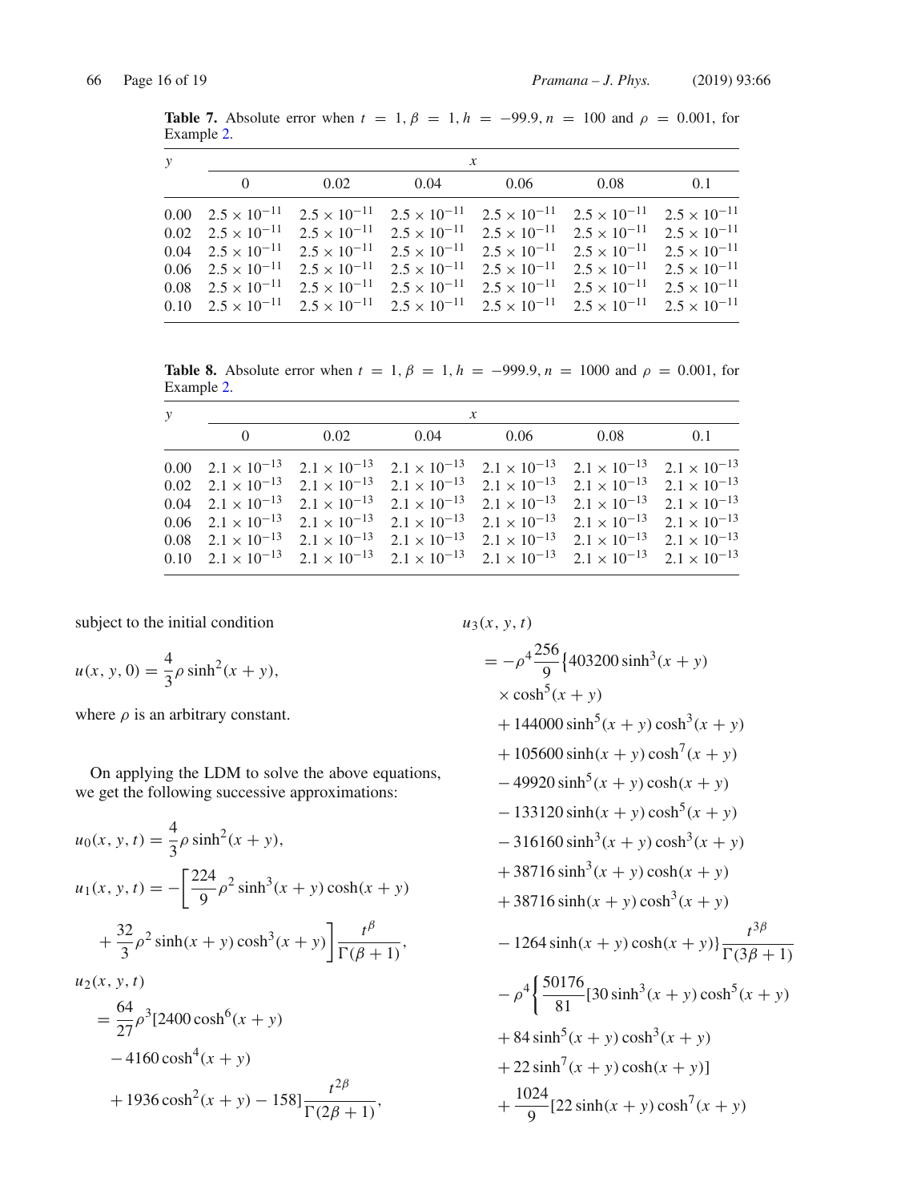**Table 7.** Absolute error when $t = 1, \beta = 1, h = -99.9, n = 100$ and $\rho = 0.001$, for Example 2.

| $y$ | $x$ | | | | | |
|---|---|---|---|---|---|---|
| | 0 | 0.02 | 0.04 | 0.06 | 0.08 | 0.1 |
| 0.00 | $2.5 \times 10^{-11}$ | $2.5 \times 10^{-11}$ | $2.5 \times 10^{-11}$ | $2.5 \times 10^{-11}$ | $2.5 \times 10^{-11}$ | $2.5 \times 10^{-11}$ |
| 0.02 | $2.5 \times 10^{-11}$ | $2.5 \times 10^{-11}$ | $2.5 \times 10^{-11}$ | $2.5 \times 10^{-11}$ | $2.5 \times 10^{-11}$ | $2.5 \times 10^{-11}$ |
| 0.04 | $2.5 \times 10^{-11}$ | $2.5 \times 10^{-11}$ | $2.5 \times 10^{-11}$ | $2.5 \times 10^{-11}$ | $2.5 \times 10^{-11}$ | $2.5 \times 10^{-11}$ |
| 0.06 | $2.5 \times 10^{-11}$ | $2.5 \times 10^{-11}$ | $2.5 \times 10^{-11}$ | $2.5 \times 10^{-11}$ | $2.5 \times 10^{-11}$ | $2.5 \times 10^{-11}$ |
| 0.08 | $2.5 \times 10^{-11}$ | $2.5 \times 10^{-11}$ | $2.5 \times 10^{-11}$ | $2.5 \times 10^{-11}$ | $2.5 \times 10^{-11}$ | $2.5 \times 10^{-11}$ |
| 0.10 | $2.5 \times 10^{-11}$ | $2.5 \times 10^{-11}$ | $2.5 \times 10^{-11}$ | $2.5 \times 10^{-11}$ | $2.5 \times 10^{-11}$ | $2.5 \times 10^{-11}$ |

**Table 8.** Absolute error when $t = 1, \beta = 1, h = -999.9, n = 1000$ and $\rho = 0.001$, for Example 2.

| $y$ | $x$ | | | | | |
|---|---|---|---|---|---|---|
| | 0 | 0.02 | 0.04 | 0.06 | 0.08 | 0.1 |
| 0.00 | $2.1 \times 10^{-13}$ | $2.1 \times 10^{-13}$ | $2.1 \times 10^{-13}$ | $2.1 \times 10^{-13}$ | $2.1 \times 10^{-13}$ | $2.1 \times 10^{-13}$ |
| 0.02 | $2.1 \times 10^{-13}$ | $2.1 \times 10^{-13}$ | $2.1 \times 10^{-13}$ | $2.1 \times 10^{-13}$ | $2.1 \times 10^{-13}$ | $2.1 \times 10^{-13}$ |
| 0.04 | $2.1 \times 10^{-13}$ | $2.1 \times 10^{-13}$ | $2.1 \times 10^{-13}$ | $2.1 \times 10^{-13}$ | $2.1 \times 10^{-13}$ | $2.1 \times 10^{-13}$ |
| 0.06 | $2.1 \times 10^{-13}$ | $2.1 \times 10^{-13}$ | $2.1 \times 10^{-13}$ | $2.1 \times 10^{-13}$ | $2.1 \times 10^{-13}$ | $2.1 \times 10^{-13}$ |
| 0.08 | $2.1 \times 10^{-13}$ | $2.1 \times 10^{-13}$ | $2.1 \times 10^{-13}$ | $2.1 \times 10^{-13}$ | $2.1 \times 10^{-13}$ | $2.1 \times 10^{-13}$ |
| 0.10 | $2.1 \times 10^{-13}$ | $2.1 \times 10^{-13}$ | $2.1 \times 10^{-13}$ | $2.1 \times 10^{-13}$ | $2.1 \times 10^{-13}$ | $2.1 \times 10^{-13}$ |

subject to the initial condition

$$u(x, y, 0) = \frac{4}{3}\rho \sinh^2(x + y),$$

where $\rho$ is an arbitrary constant.

On applying the LDM to solve the above equations, we get the following successive approximations:

$$u_0(x, y, t) = \frac{4}{3}\rho \sinh^2(x + y),$$

$$u_1(x, y, t) = -\left[\frac{224}{9}\rho^2 \sinh^3(x + y)\cosh(x + y) + \frac{32}{3}\rho^2 \sinh(x + y)\cosh^3(x + y)\right]\frac{t^\beta}{\Gamma(\beta + 1)},$$

$$u_2(x, y, t) = \frac{64}{27}\rho^3[2400\cosh^6(x + y) - 4160\cosh^4(x + y) + 1936\cosh^2(x + y) - 158]\frac{t^{2\beta}}{\Gamma(2\beta + 1)},$$

$$\begin{aligned}
u_3(x, y, t) &= -\rho^4\frac{256}{9}\{403200\sinh^3(x + y) \times \cosh^5(x + y) \\
&\quad + 144000\sinh^5(x + y)\cosh^3(x + y) \\
&\quad + 105600\sinh(x + y)\cosh^7(x + y) \\
&\quad - 49920\sinh^5(x + y)\cosh(x + y) \\
&\quad - 133120\sinh(x + y)\cosh^5(x + y) \\
&\quad - 316160\sinh^3(x + y)\cosh^3(x + y) \\
&\quad + 38716\sinh^3(x + y)\cosh(x + y) \\
&\quad + 38716\sinh(x + y)\cosh^3(x + y) \\
&\quad - 1264\sinh(x + y)\cosh(x + y)\}\frac{t^{3\beta}}{\Gamma(3\beta + 1)} \\
&\quad - \rho^4\left\{\frac{50176}{81}[30\sinh^3(x + y)\cosh^5(x + y)\right. \\
&\quad + 84\sinh^5(x + y)\cosh^3(x + y) \\
&\quad + 22\sinh^7(x + y)\cosh(x + y)] \\
&\quad + \frac{1024}{9}[22\sinh(x + y)\cosh^7(x + y)
\end{aligned}$$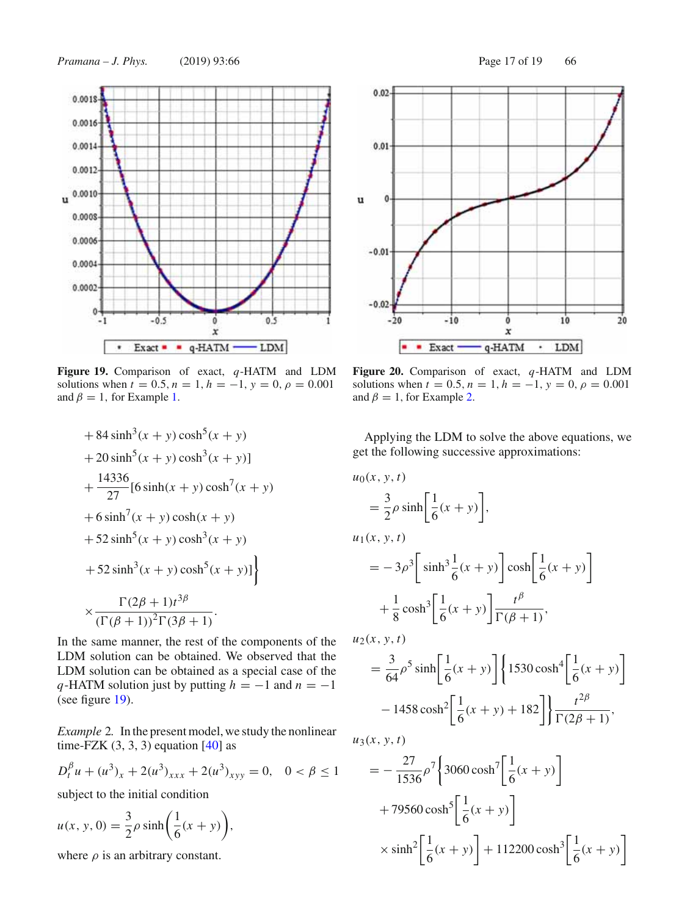Figure 19. Comparison of exact, $q$-HATM and LDM solutions when $t = 0.5, n = 1, h = -1, y = 0, \rho = 0.001$ and $\beta = 1$, for Example 1.

Figure 20. Comparison of exact, $q$-HATM and LDM solutions when $t = 0.5, n = 1, h = -1, y = 0, \rho = 0.001$ and $\beta = 1$, for Example 2.

$$
\begin{aligned}
&+ 84 \sinh^3(x + y) \cosh^5(x + y) \\
&+ 20 \sinh^5(x + y) \cosh^3(x + y)] \\
&+ \frac{14336}{27}[6 \sinh(x + y) \cosh^7(x + y) \\
&+ 6 \sinh^7(x + y) \cosh(x + y) \\
&+ 52 \sinh^5(x + y) \cosh^3(x + y) \\
&+ 52 \sinh^3(x + y) \cosh^5(x + y)]\Big\} \\
&\times \frac{\Gamma(2\beta + 1)t^{3\beta}}{(\Gamma(\beta + 1))^2 \Gamma(3\beta + 1)}.
\end{aligned}
$$

In the same manner, the rest of the components of the LDM solution can be obtained. We observed that the LDM solution can be obtained as a special case of the $q$-HATM solution just by putting $h = -1$ and $n = -1$ (see figure 19).

*Example* 2. In the present model, we study the nonlinear time-FZK (3, 3, 3) equation [40] as

$$
D_t^\beta u + (u^3)_x + 2(u^3)_{xxx} + 2(u^3)_{xyy} = 0, \quad 0 < \beta \leq 1
$$

subject to the initial condition

$$
u(x, y, 0) = \frac{3}{2}\rho \sinh\left(\frac{1}{6}(x + y)\right),
$$

where $\rho$ is an arbitrary constant.

Applying the LDM to solve the above equations, we get the following successive approximations:

$$
\begin{aligned}
&u_0(x, y, t) \\
&\quad = \frac{3}{2}\rho \sinh\left[\frac{1}{6}(x + y)\right], \\
&u_1(x, y, t) \\
&\quad = -3\rho^3\left[\sinh^3 \frac{1}{6}(x + y)\right] \cosh\left[\frac{1}{6}(x + y)\right] \\
&\quad + \frac{1}{8}\cosh^3\left[\frac{1}{6}(x + y)\right]\frac{t^\beta}{\Gamma(\beta + 1)}, \\
&u_2(x, y, t) \\
&\quad = \frac{3}{64}\rho^5 \sinh\left[\frac{1}{6}(x + y)\right]\left\{1530 \cosh^4\left[\frac{1}{6}(x + y)\right]\right. \\
&\quad \left. - 1458 \cosh^2\left[\frac{1}{6}(x + y) + 182\right]\right\}\frac{t^{2\beta}}{\Gamma(2\beta + 1)}, \\
&u_3(x, y, t) \\
&\quad = -\frac{27}{1536}\rho^7\left\{3060 \cosh^7\left[\frac{1}{6}(x + y)\right]\right. \\
&\quad + 79560 \cosh^5\left[\frac{1}{6}(x + y)\right] \\
&\quad \times \sinh^2\left[\frac{1}{6}(x + y)\right] + 112200 \cosh^3\left[\frac{1}{6}(x + y)\right]
\end{aligned}
$$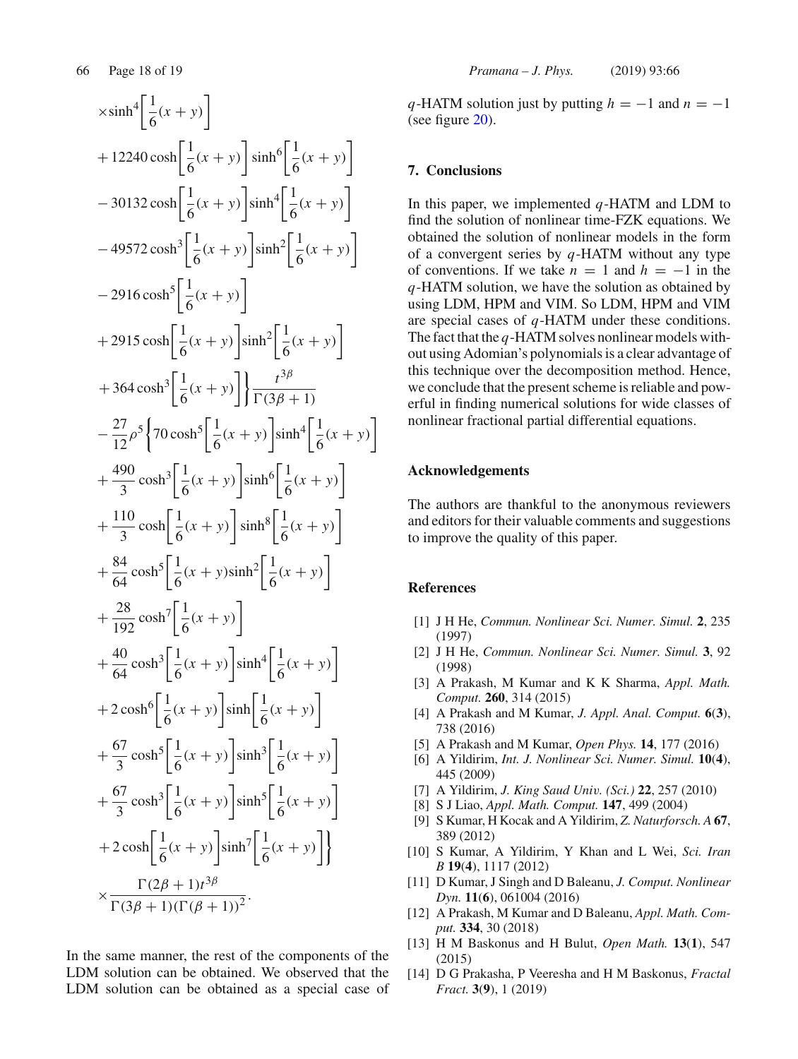$$
\begin{aligned}
&\times \sinh^4\left[\frac{1}{6}(x+y)\right] \\
&+12240\cosh\left[\frac{1}{6}(x+y)\right]\sinh^6\left[\frac{1}{6}(x+y)\right] \\
&-30132\cosh\left[\frac{1}{6}(x+y)\right]\sinh^4\left[\frac{1}{6}(x+y)\right] \\
&-49572\cosh^3\left[\frac{1}{6}(x+y)\right]\sinh^2\left[\frac{1}{6}(x+y)\right] \\
&-2916\cosh^5\left[\frac{1}{6}(x+y)\right] \\
&+2915\cosh\left[\frac{1}{6}(x+y)\right]\sinh^2\left[\frac{1}{6}(x+y)\right] \\
&+364\cosh^3\left[\frac{1}{6}(x+y)\right]\Bigg\}\frac{t^{3\beta}}{\Gamma(3\beta+1)} \\
&-\frac{27}{12}\rho^5\Bigg\{70\cosh^5\left[\frac{1}{6}(x+y)\right]\sinh^4\left[\frac{1}{6}(x+y)\right] \\
&+\frac{490}{3}\cosh^3\left[\frac{1}{6}(x+y)\right]\sinh^6\left[\frac{1}{6}(x+y)\right] \\
&+\frac{110}{3}\cosh\left[\frac{1}{6}(x+y)\right]\sinh^8\left[\frac{1}{6}(x+y)\right] \\
&+\frac{84}{64}\cosh^5\left[\frac{1}{6}(x+y)\sinh^2\left[\frac{1}{6}(x+y)\right]\right. \\
&+\frac{28}{192}\cosh^7\left[\frac{1}{6}(x+y)\right] \\
&+\frac{40}{64}\cosh^3\left[\frac{1}{6}(x+y)\right]\sinh^4\left[\frac{1}{6}(x+y)\right] \\
&+2\cosh^6\left[\frac{1}{6}(x+y)\right]\sinh\left[\frac{1}{6}(x+y)\right] \\
&+\frac{67}{3}\cosh^5\left[\frac{1}{6}(x+y)\right]\sinh^3\left[\frac{1}{6}(x+y)\right] \\
&+\frac{67}{3}\cosh^3\left[\frac{1}{6}(x+y)\right]\sinh^5\left[\frac{1}{6}(x+y)\right] \\
&+2\cosh\left[\frac{1}{6}(x+y)\right]\sinh^7\left[\frac{1}{6}(x+y)\right]\Bigg\} \\
&\times\frac{\Gamma(2\beta+1)t^{3\beta}}{\Gamma(3\beta+1)(\Gamma(\beta+1))^2}.
\end{aligned}
$$

In the same manner, the rest of the components of the LDM solution can be obtained. We observed that the LDM solution can be obtained as a special case of $q$-HATM solution just by putting $h = -1$ and $n = -1$ (see figure 20).

## 7. Conclusions

In this paper, we implemented $q$-HATM and LDM to find the solution of nonlinear time-FZK equations. We obtained the solution of nonlinear models in the form of a convergent series by $q$-HATM without any type of conventions. If we take $n = 1$ and $h = -1$ in the $q$-HATM solution, we have the solution as obtained by using LDM, HPM and VIM. So LDM, HPM and VIM are special cases of $q$-HATM under these conditions. The fact that the $q$-HATM solves nonlinear models without using Adomian's polynomials is a clear advantage of this technique over the decomposition method. Hence, we conclude that the present scheme is reliable and powerful in finding numerical solutions for wide classes of nonlinear fractional partial differential equations.

## Acknowledgements

The authors are thankful to the anonymous reviewers and editors for their valuable comments and suggestions to improve the quality of this paper.

## References

[1] J H He, *Commun. Nonlinear Sci. Numer. Simul.* **2**, 235 (1997)

[2] J H He, *Commun. Nonlinear Sci. Numer. Simul.* **3**, 92 (1998)

[3] A Prakash, M Kumar and K K Sharma, *Appl. Math. Comput.* **260**, 314 (2015)

[4] A Prakash and M Kumar, *J. Appl. Anal. Comput.* **6**(**3**), 738 (2016)

[5] A Prakash and M Kumar, *Open Phys.* **14**, 177 (2016)

[6] A Yildirim, *Int. J. Nonlinear Sci. Numer. Simul.* **10**(**4**), 445 (2009)

[7] A Yildirim, *J. King Saud Univ. (Sci.)* **22**, 257 (2010)

[8] S J Liao, *Appl. Math. Comput.* **147**, 499 (2004)

[9] S Kumar, H Kocak and A Yildirim, *Z. Naturforsch. A* **67**, 389 (2012)

[10] S Kumar, A Yildirim, Y Khan and L Wei, *Sci. Iran B* **19**(**4**), 1117 (2012)

[11] D Kumar, J Singh and D Baleanu, *J. Comput. Nonlinear Dyn.* **11**(**6**), 061004 (2016)

[12] A Prakash, M Kumar and D Baleanu, *Appl. Math. Comput.* **334**, 30 (2018)

[13] H M Baskonus and H Bulut, *Open Math.* **13**(**1**), 547 (2015)

[14] D G Prakasha, P Veeresha and H M Baskonus, *Fractal Fract.* **3**(**9**), 1 (2019)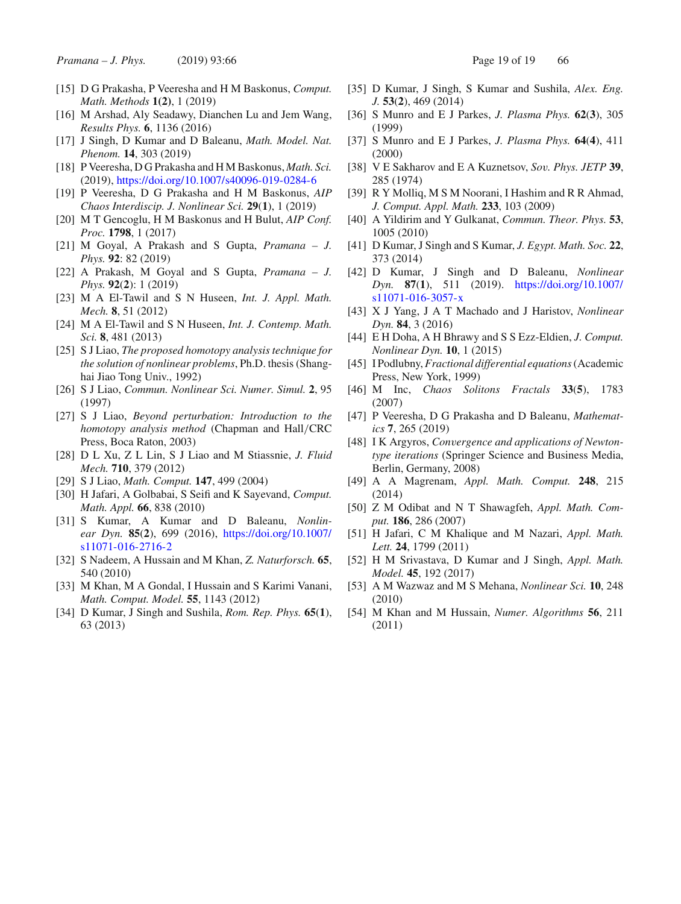[15] D G Prakasha, P Veeresha and H M Baskonus, *Comput. Math. Methods* **1(2)**, 1 (2019)

[16] M Arshad, Aly Seadawy, Dianchen Lu and Jem Wang, *Results Phys.* **6**, 1136 (2016)

[17] J Singh, D Kumar and D Baleanu, *Math. Model. Nat. Phenom.* **14**, 303 (2019)

[18] P Veeresha, D G Prakasha and H M Baskonus, *Math. Sci.* (2019), https://doi.org/10.1007/s40096-019-0284-6

[19] P Veeresha, D G Prakasha and H M Baskonus, *AIP Chaos Interdiscip. J. Nonlinear Sci.* **29**(**1**), 1 (2019)

[20] M T Gencoglu, H M Baskonus and H Bulut, *AIP Conf. Proc.* **1798**, 1 (2017)

[21] M Goyal, A Prakash and S Gupta, *Pramana – J. Phys.* **92**: 82 (2019)

[22] A Prakash, M Goyal and S Gupta, *Pramana – J. Phys.* **92**(**2**): 1 (2019)

[23] M A El-Tawil and S N Huseen, *Int. J. Appl. Math. Mech.* **8**, 51 (2012)

[24] M A El-Tawil and S N Huseen, *Int. J. Contemp. Math. Sci.* **8**, 481 (2013)

[25] S J Liao, *The proposed homotopy analysis technique for the solution of nonlinear problems*, Ph.D. thesis (Shanghai Jiao Tong Univ., 1992)

[26] S J Liao, *Commun. Nonlinear Sci. Numer. Simul.* **2**, 95 (1997)

[27] S J Liao, *Beyond perturbation: Introduction to the homotopy analysis method* (Chapman and Hall/CRC Press, Boca Raton, 2003)

[28] D L Xu, Z L Lin, S J Liao and M Stiassnie, *J. Fluid Mech.* **710**, 379 (2012)

[29] S J Liao, *Math. Comput.* **147**, 499 (2004)

[30] H Jafari, A Golbabai, S Seifi and K Sayevand, *Comput. Math. Appl.* **66**, 838 (2010)

[31] S Kumar, A Kumar and D Baleanu, *Nonlinear Dyn.* **85**(**2**), 699 (2016), https://doi.org/10.1007/s11071-016-2716-2

[32] S Nadeem, A Hussain and M Khan, *Z. Naturforsch.* **65**, 540 (2010)

[33] M Khan, M A Gondal, I Hussain and S Karimi Vanani, *Math. Comput. Model.* **55**, 1143 (2012)

[34] D Kumar, J Singh and Sushila, *Rom. Rep. Phys.* **65**(**1**), 63 (2013)

[35] D Kumar, J Singh, S Kumar and Sushila, *Alex. Eng. J.* **53**(**2**), 469 (2014)

[36] S Munro and E J Parkes, *J. Plasma Phys.* **62**(**3**), 305 (1999)

[37] S Munro and E J Parkes, *J. Plasma Phys.* **64**(**4**), 411 (2000)

[38] V E Sakharov and E A Kuznetsov, *Sov. Phys. JETP* **39**, 285 (1974)

[39] R Y Molliq, M S M Noorani, I Hashim and R R Ahmad, *J. Comput. Appl. Math.* **233**, 103 (2009)

[40] A Yildirim and Y Gulkanat, *Commun. Theor. Phys.* **53**, 1005 (2010)

[41] D Kumar, J Singh and S Kumar, *J. Egypt. Math. Soc.* **22**, 373 (2014)

[42] D Kumar, J Singh and D Baleanu, *Nonlinear Dyn.* **87**(**1**), 511 (2019). https://doi.org/10.1007/s11071-016-3057-x

[43] X J Yang, J A T Machado and J Haristov, *Nonlinear Dyn.* **84**, 3 (2016)

[44] E H Doha, A H Bhrawy and S S Ezz-Eldien, *J. Comput. Nonlinear Dyn.* **10**, 1 (2015)

[45] I Podlubny, *Fractional differential equations* (Academic Press, New York, 1999)

[46] M Inc, *Chaos Solitons Fractals* **33**(**5**), 1783 (2007)

[47] P Veeresha, D G Prakasha and D Baleanu, *Mathematics* **7**, 265 (2019)

[48] I K Argyros, *Convergence and applications of Newton-type iterations* (Springer Science and Business Media, Berlin, Germany, 2008)

[49] A A Magrenam, *Appl. Math. Comput.* **248**, 215 (2014)

[50] Z M Odibat and N T Shawagfeh, *Appl. Math. Comput.* **186**, 286 (2007)

[51] H Jafari, C M Khalique and M Nazari, *Appl. Math. Lett.* **24**, 1799 (2011)

[52] H M Srivastava, D Kumar and J Singh, *Appl. Math. Model.* **45**, 192 (2017)

[53] A M Wazwaz and M S Mehana, *Nonlinear Sci.* **10**, 248 (2010)

[54] M Khan and M Hussain, *Numer. Algorithms* **56**, 211 (2011)